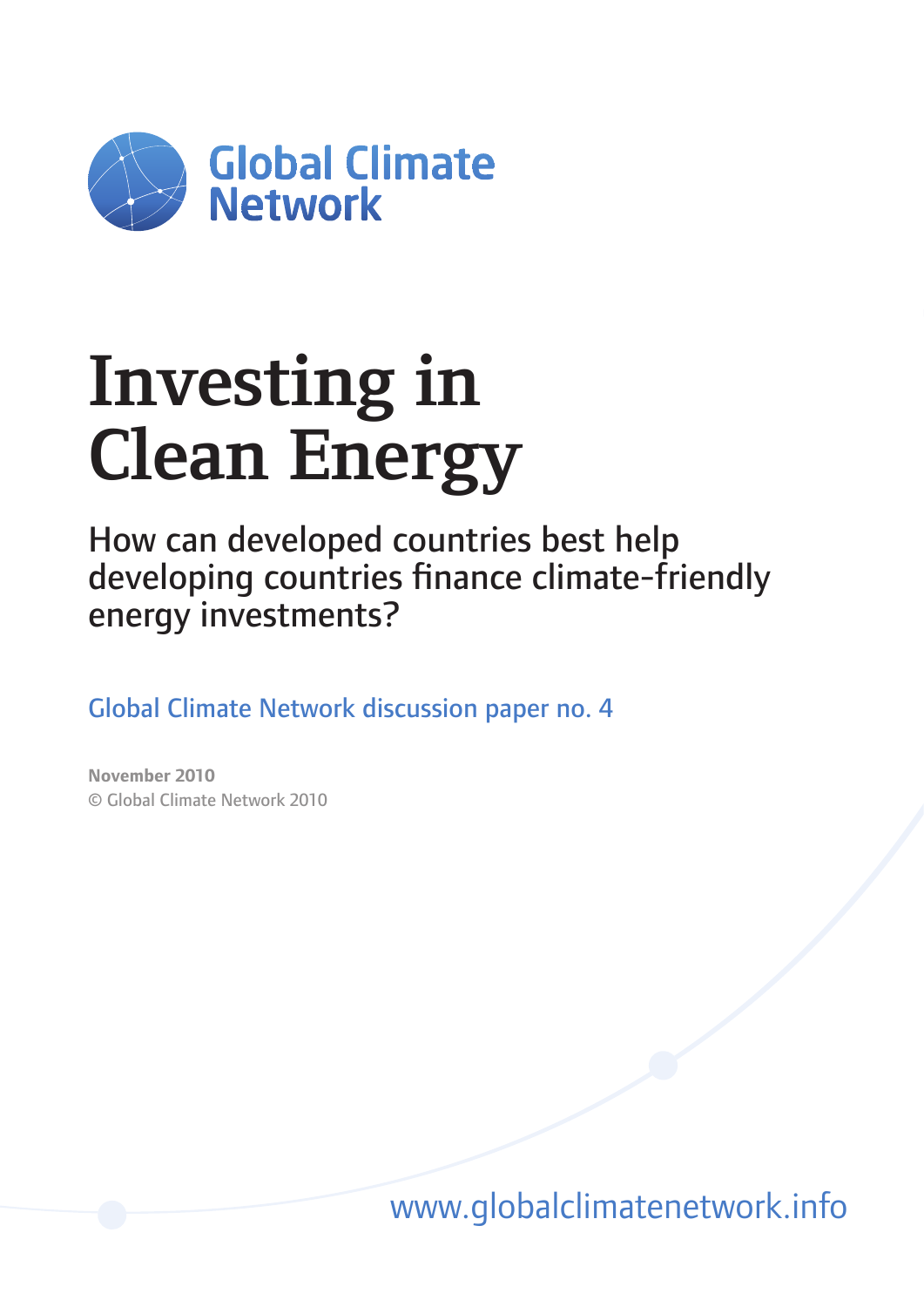Global Climate Network

# Investing in Clean Energy

## How can developed countries best help developing countries finance climate-friendly energy investments?

Global Climate Network discussion paper no. 4

**November 2010**
© Global Climate Network 2010

www.globalclimatenetwork.info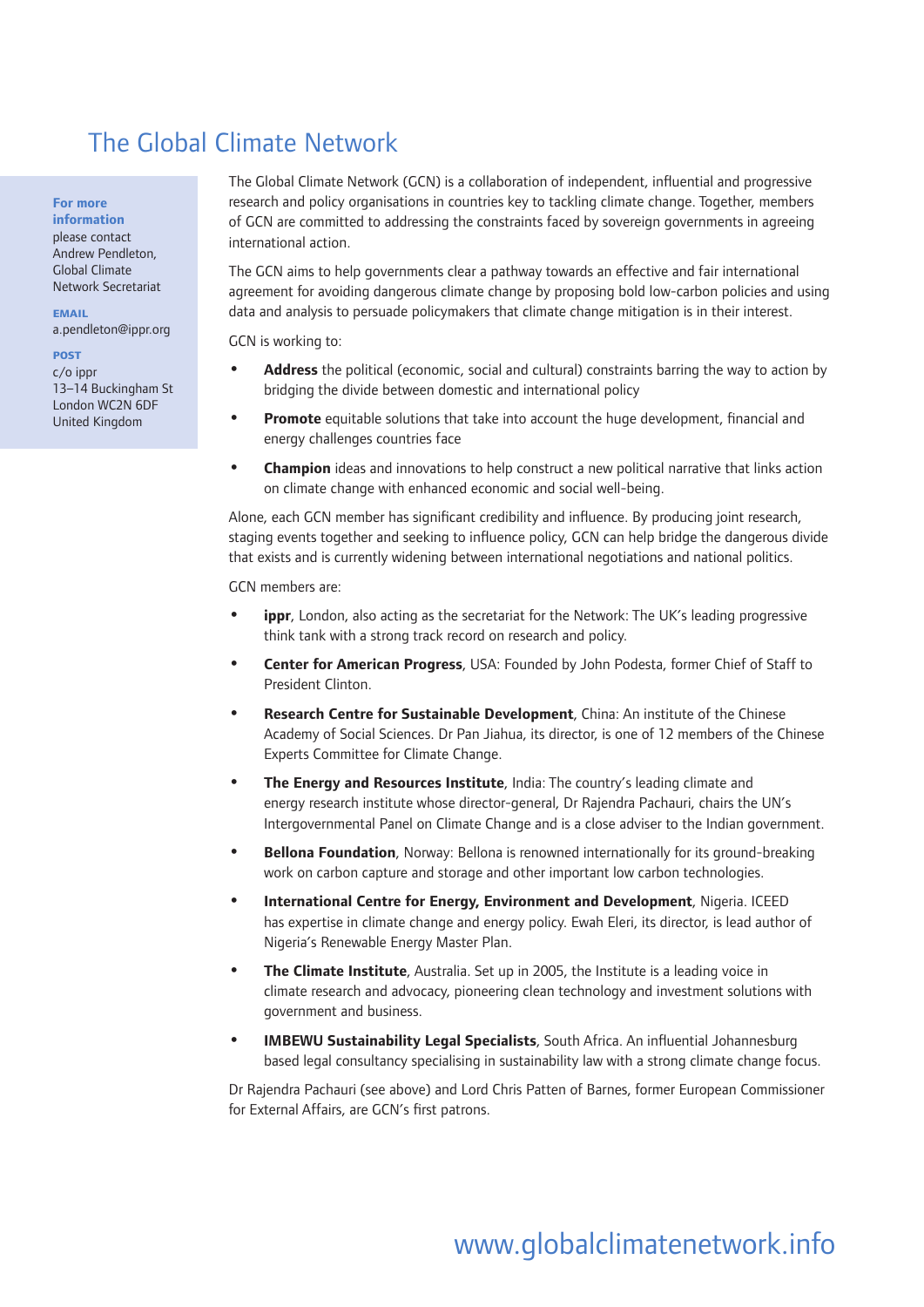# The Global Climate Network

**For more information** please contact Andrew Pendleton, Global Climate Network Secretariat

**EMAIL**
a.pendleton@ippr.org

**POST**
c/o ippr
13–14 Buckingham St
London WC2N 6DF
United Kingdom

The Global Climate Network (GCN) is a collaboration of independent, influential and progressive research and policy organisations in countries key to tackling climate change. Together, members of GCN are committed to addressing the constraints faced by sovereign governments in agreeing international action.

The GCN aims to help governments clear a pathway towards an effective and fair international agreement for avoiding dangerous climate change by proposing bold low-carbon policies and using data and analysis to persuade policymakers that climate change mitigation is in their interest.

GCN is working to:

- **Address** the political (economic, social and cultural) constraints barring the way to action by bridging the divide between domestic and international policy
- **Promote** equitable solutions that take into account the huge development, financial and energy challenges countries face
- **Champion** ideas and innovations to help construct a new political narrative that links action on climate change with enhanced economic and social well-being.

Alone, each GCN member has significant credibility and influence. By producing joint research, staging events together and seeking to influence policy, GCN can help bridge the dangerous divide that exists and is currently widening between international negotiations and national politics.

GCN members are:

- **ippr**, London, also acting as the secretariat for the Network: The UK's leading progressive think tank with a strong track record on research and policy.
- **Center for American Progress**, USA: Founded by John Podesta, former Chief of Staff to President Clinton.
- **Research Centre for Sustainable Development**, China: An institute of the Chinese Academy of Social Sciences. Dr Pan Jiahua, its director, is one of 12 members of the Chinese Experts Committee for Climate Change.
- **The Energy and Resources Institute**, India: The country's leading climate and energy research institute whose director-general, Dr Rajendra Pachauri, chairs the UN's Intergovernmental Panel on Climate Change and is a close adviser to the Indian government.
- **Bellona Foundation**, Norway: Bellona is renowned internationally for its ground-breaking work on carbon capture and storage and other important low carbon technologies.
- **International Centre for Energy, Environment and Development**, Nigeria. ICEED has expertise in climate change and energy policy. Ewah Eleri, its director, is lead author of Nigeria's Renewable Energy Master Plan.
- **The Climate Institute**, Australia. Set up in 2005, the Institute is a leading voice in climate research and advocacy, pioneering clean technology and investment solutions with government and business.
- **IMBEWU Sustainability Legal Specialists**, South Africa. An influential Johannesburg based legal consultancy specialising in sustainability law with a strong climate change focus.

Dr Rajendra Pachauri (see above) and Lord Chris Patten of Barnes, former European Commissioner for External Affairs, are GCN's first patrons.

www.globalclimatenetwork.info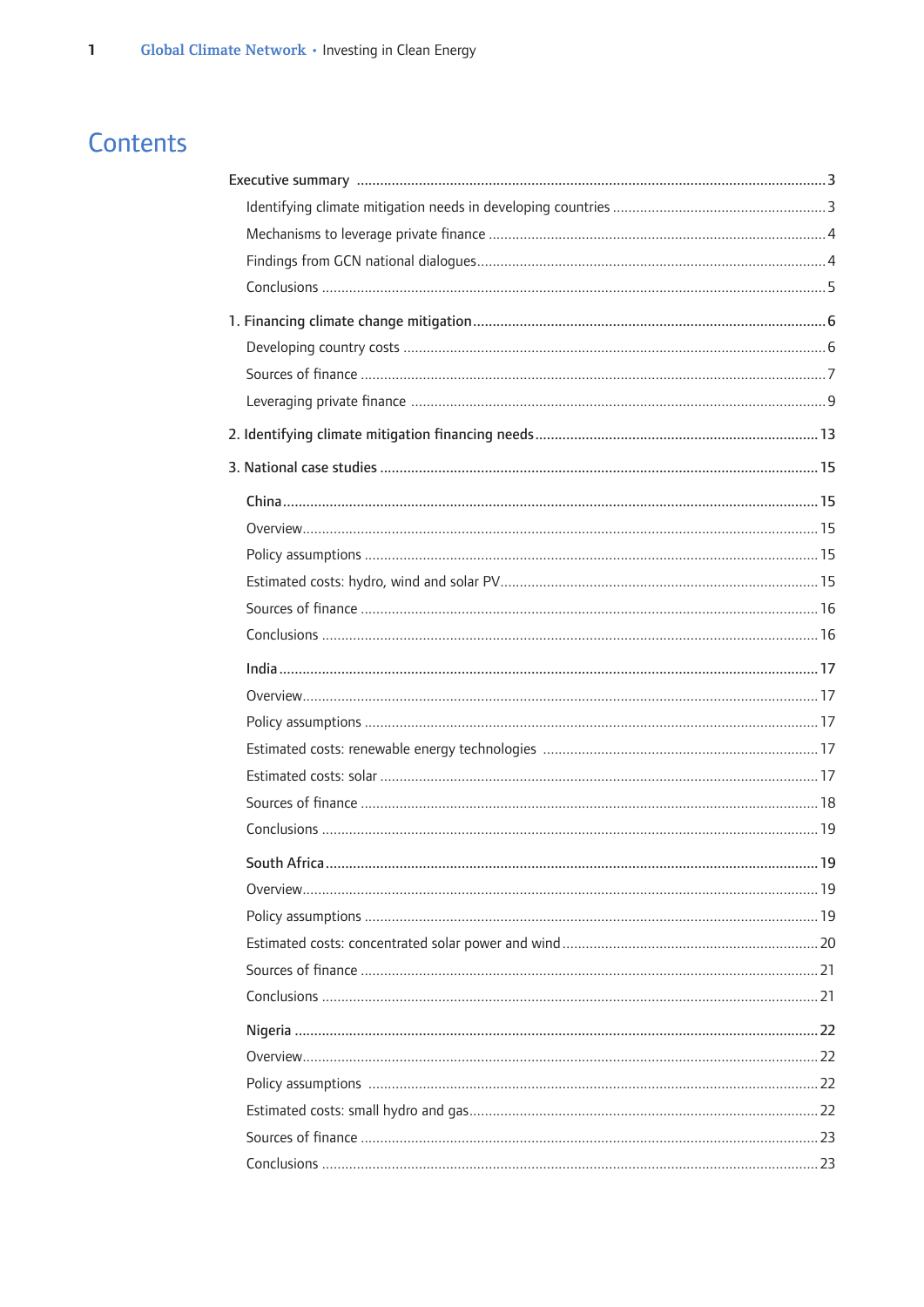# Contents

- Executive summary ... 3
  - Identifying climate mitigation needs in developing countries ... 3
  - Mechanisms to leverage private finance ... 4
  - Findings from GCN national dialogues ... 4
  - Conclusions ... 5
- 1. Financing climate change mitigation ... 6
  - Developing country costs ... 6
  - Sources of finance ... 7
  - Leveraging private finance ... 9
- 2. Identifying climate mitigation financing needs ... 13
- 3. National case studies ... 15
  - China ... 15
    - Overview ... 15
    - Policy assumptions ... 15
    - Estimated costs: hydro, wind and solar PV ... 15
    - Sources of finance ... 16
    - Conclusions ... 16
  - India ... 17
    - Overview ... 17
    - Policy assumptions ... 17
    - Estimated costs: renewable energy technologies ... 17
    - Estimated costs: solar ... 17
    - Sources of finance ... 18
    - Conclusions ... 19
  - South Africa ... 19
    - Overview ... 19
    - Policy assumptions ... 19
    - Estimated costs: concentrated solar power and wind ... 20
    - Sources of finance ... 21
    - Conclusions ... 21
  - Nigeria ... 22
    - Overview ... 22
    - Policy assumptions ... 22
    - Estimated costs: small hydro and gas ... 22
    - Sources of finance ... 23
    - Conclusions ... 23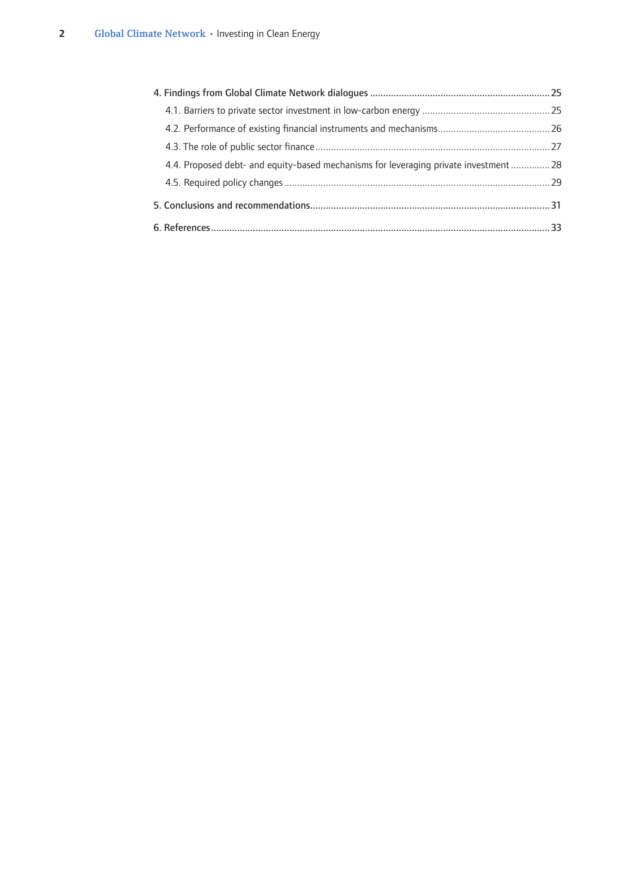4. Findings from Global Climate Network dialogues ..................................................................... 25

   4.1. Barriers to private sector investment in low-carbon energy ................................................. 25

   4.2. Performance of existing financial instruments and mechanisms........................................... 26

   4.3. The role of public sector finance ......................................................................................... 27

   4.4. Proposed debt- and equity-based mechanisms for leveraging private investment ............... 28

   4.5. Required policy changes ..................................................................................................... 29

5. Conclusions and recommendations........................................................................................... 31

6. References.................................................................................................................................. 33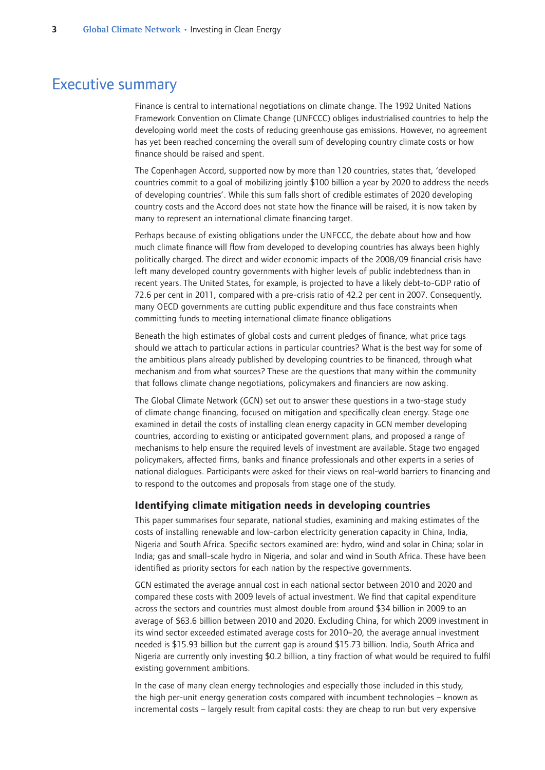# Executive summary

Finance is central to international negotiations on climate change. The 1992 United Nations Framework Convention on Climate Change (UNFCCC) obliges industrialised countries to help the developing world meet the costs of reducing greenhouse gas emissions. However, no agreement has yet been reached concerning the overall sum of developing country climate costs or how finance should be raised and spent.

The Copenhagen Accord, supported now by more than 120 countries, states that, 'developed countries commit to a goal of mobilizing jointly $100 billion a year by 2020 to address the needs of developing countries'. While this sum falls short of credible estimates of 2020 developing country costs and the Accord does not state how the finance will be raised, it is now taken by many to represent an international climate financing target.

Perhaps because of existing obligations under the UNFCCC, the debate about how and how much climate finance will flow from developed to developing countries has always been highly politically charged. The direct and wider economic impacts of the 2008/09 financial crisis have left many developed country governments with higher levels of public indebtedness than in recent years. The United States, for example, is projected to have a likely debt-to-GDP ratio of 72.6 per cent in 2011, compared with a pre-crisis ratio of 42.2 per cent in 2007. Consequently, many OECD governments are cutting public expenditure and thus face constraints when committing funds to meeting international climate finance obligations

Beneath the high estimates of global costs and current pledges of finance, what price tags should we attach to particular actions in particular countries? What is the best way for some of the ambitious plans already published by developing countries to be financed, through what mechanism and from what sources? These are the questions that many within the community that follows climate change negotiations, policymakers and financiers are now asking.

The Global Climate Network (GCN) set out to answer these questions in a two-stage study of climate change financing, focused on mitigation and specifically clean energy. Stage one examined in detail the costs of installing clean energy capacity in GCN member developing countries, according to existing or anticipated government plans, and proposed a range of mechanisms to help ensure the required levels of investment are available. Stage two engaged policymakers, affected firms, banks and finance professionals and other experts in a series of national dialogues. Participants were asked for their views on real-world barriers to financing and to respond to the outcomes and proposals from stage one of the study.

### Identifying climate mitigation needs in developing countries

This paper summarises four separate, national studies, examining and making estimates of the costs of installing renewable and low-carbon electricity generation capacity in China, India, Nigeria and South Africa. Specific sectors examined are: hydro, wind and solar in China; solar in India; gas and small-scale hydro in Nigeria, and solar and wind in South Africa. These have been identified as priority sectors for each nation by the respective governments.

GCN estimated the average annual cost in each national sector between 2010 and 2020 and compared these costs with 2009 levels of actual investment. We find that capital expenditure across the sectors and countries must almost double from around $34 billion in 2009 to an average of $63.6 billion between 2010 and 2020. Excluding China, for which 2009 investment in its wind sector exceeded estimated average costs for 2010–20, the average annual investment needed is $15.93 billion but the current gap is around $15.73 billion. India, South Africa and Nigeria are currently only investing $0.2 billion, a tiny fraction of what would be required to fulfil existing government ambitions.

In the case of many clean energy technologies and especially those included in this study, the high per-unit energy generation costs compared with incumbent technologies – known as incremental costs – largely result from capital costs: they are cheap to run but very expensive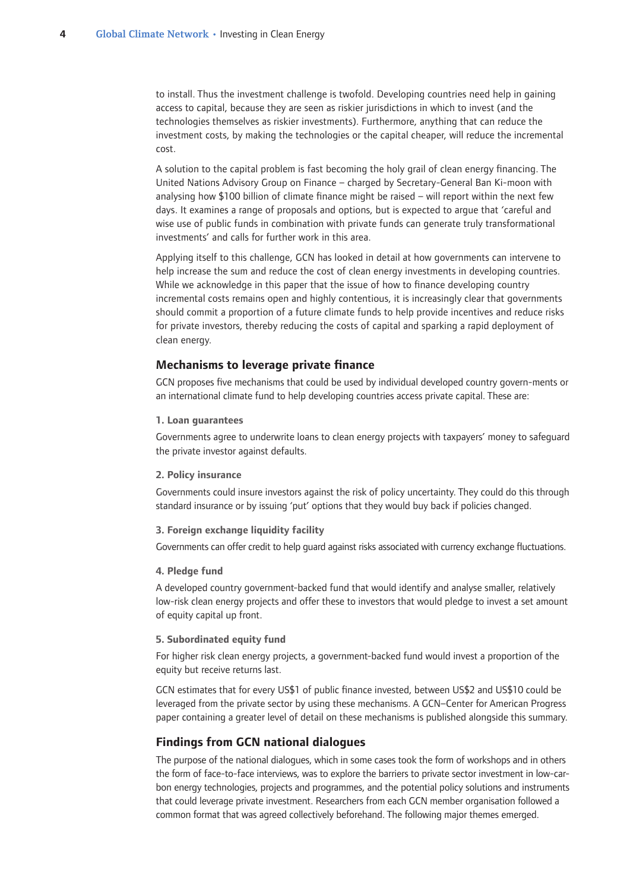to install. Thus the investment challenge is twofold. Developing countries need help in gaining access to capital, because they are seen as riskier jurisdictions in which to invest (and the technologies themselves as riskier investments). Furthermore, anything that can reduce the investment costs, by making the technologies or the capital cheaper, will reduce the incremental cost.

A solution to the capital problem is fast becoming the holy grail of clean energy financing. The United Nations Advisory Group on Finance – charged by Secretary-General Ban Ki-moon with analysing how $100 billion of climate finance might be raised – will report within the next few days. It examines a range of proposals and options, but is expected to argue that 'careful and wise use of public funds in combination with private funds can generate truly transformational investments' and calls for further work in this area.

Applying itself to this challenge, GCN has looked in detail at how governments can intervene to help increase the sum and reduce the cost of clean energy investments in developing countries. While we acknowledge in this paper that the issue of how to finance developing country incremental costs remains open and highly contentious, it is increasingly clear that governments should commit a proportion of a future climate funds to help provide incentives and reduce risks for private investors, thereby reducing the costs of capital and sparking a rapid deployment of clean energy.

## Mechanisms to leverage private finance

GCN proposes five mechanisms that could be used by individual developed country govern-ments or an international climate fund to help developing countries access private capital. These are:

### 1. Loan guarantees

Governments agree to underwrite loans to clean energy projects with taxpayers' money to safeguard the private investor against defaults.

### 2. Policy insurance

Governments could insure investors against the risk of policy uncertainty. They could do this through standard insurance or by issuing 'put' options that they would buy back if policies changed.

### 3. Foreign exchange liquidity facility

Governments can offer credit to help guard against risks associated with currency exchange fluctuations.

### 4. Pledge fund

A developed country government-backed fund that would identify and analyse smaller, relatively low-risk clean energy projects and offer these to investors that would pledge to invest a set amount of equity capital up front.

### 5. Subordinated equity fund

For higher risk clean energy projects, a government-backed fund would invest a proportion of the equity but receive returns last.

GCN estimates that for every US$1 of public finance invested, between US$2 and US$10 could be leveraged from the private sector by using these mechanisms. A GCN–Center for American Progress paper containing a greater level of detail on these mechanisms is published alongside this summary.

## Findings from GCN national dialogues

The purpose of the national dialogues, which in some cases took the form of workshops and in others the form of face-to-face interviews, was to explore the barriers to private sector investment in low-carbon energy technologies, projects and programmes, and the potential policy solutions and instruments that could leverage private investment. Researchers from each GCN member organisation followed a common format that was agreed collectively beforehand. The following major themes emerged.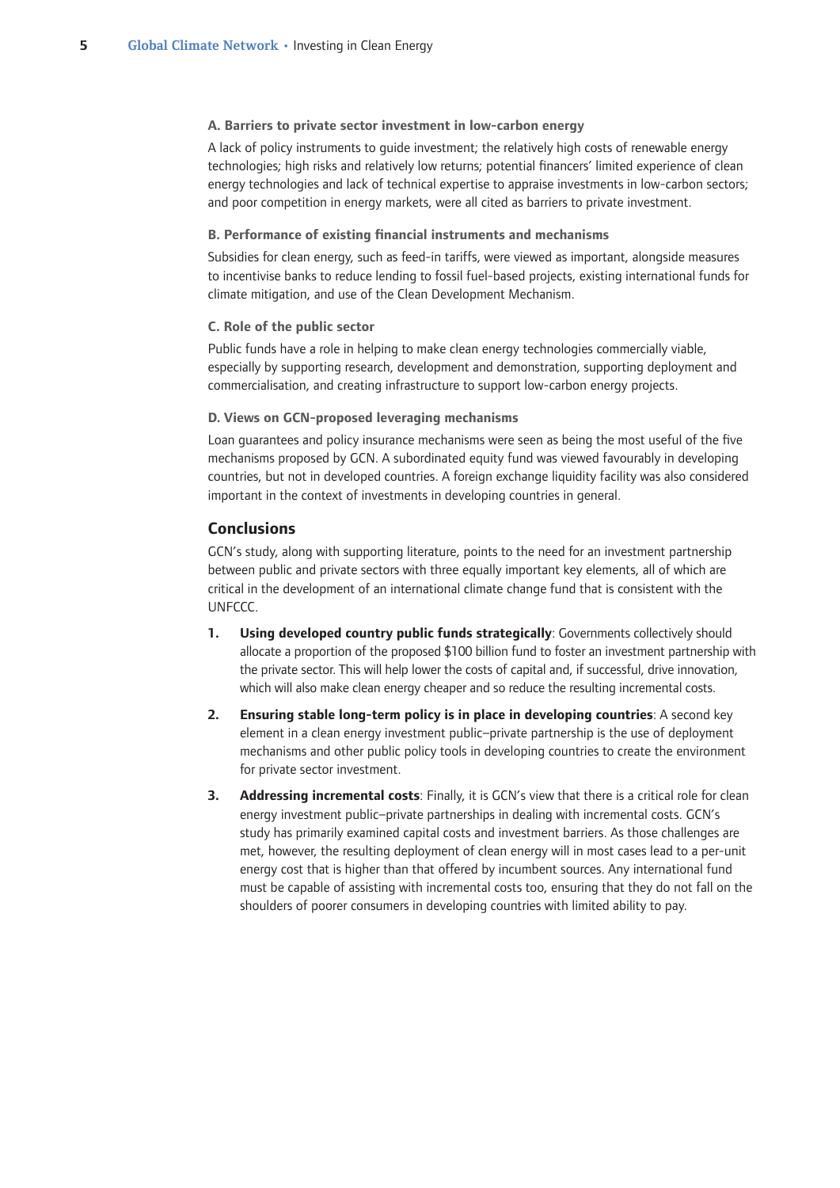### A. Barriers to private sector investment in low-carbon energy

A lack of policy instruments to guide investment; the relatively high costs of renewable energy technologies; high risks and relatively low returns; potential financers' limited experience of clean energy technologies and lack of technical expertise to appraise investments in low-carbon sectors; and poor competition in energy markets, were all cited as barriers to private investment.

### B. Performance of existing financial instruments and mechanisms

Subsidies for clean energy, such as feed-in tariffs, were viewed as important, alongside measures to incentivise banks to reduce lending to fossil fuel-based projects, existing international funds for climate mitigation, and use of the Clean Development Mechanism.

### C. Role of the public sector

Public funds have a role in helping to make clean energy technologies commercially viable, especially by supporting research, development and demonstration, supporting deployment and commercialisation, and creating infrastructure to support low-carbon energy projects.

### D. Views on GCN-proposed leveraging mechanisms

Loan guarantees and policy insurance mechanisms were seen as being the most useful of the five mechanisms proposed by GCN. A subordinated equity fund was viewed favourably in developing countries, but not in developed countries. A foreign exchange liquidity facility was also considered important in the context of investments in developing countries in general.

## Conclusions

GCN's study, along with supporting literature, points to the need for an investment partnership between public and private sectors with three equally important key elements, all of which are critical in the development of an international climate change fund that is consistent with the UNFCCC.

1. **Using developed country public funds strategically**: Governments collectively should allocate a proportion of the proposed $100 billion fund to foster an investment partnership with the private sector. This will help lower the costs of capital and, if successful, drive innovation, which will also make clean energy cheaper and so reduce the resulting incremental costs.

2. **Ensuring stable long-term policy is in place in developing countries**: A second key element in a clean energy investment public–private partnership is the use of deployment mechanisms and other public policy tools in developing countries to create the environment for private sector investment.

3. **Addressing incremental costs**: Finally, it is GCN's view that there is a critical role for clean energy investment public–private partnerships in dealing with incremental costs. GCN's study has primarily examined capital costs and investment barriers. As those challenges are met, however, the resulting deployment of clean energy will in most cases lead to a per-unit energy cost that is higher than that offered by incumbent sources. Any international fund must be capable of assisting with incremental costs too, ensuring that they do not fall on the shoulders of poorer consumers in developing countries with limited ability to pay.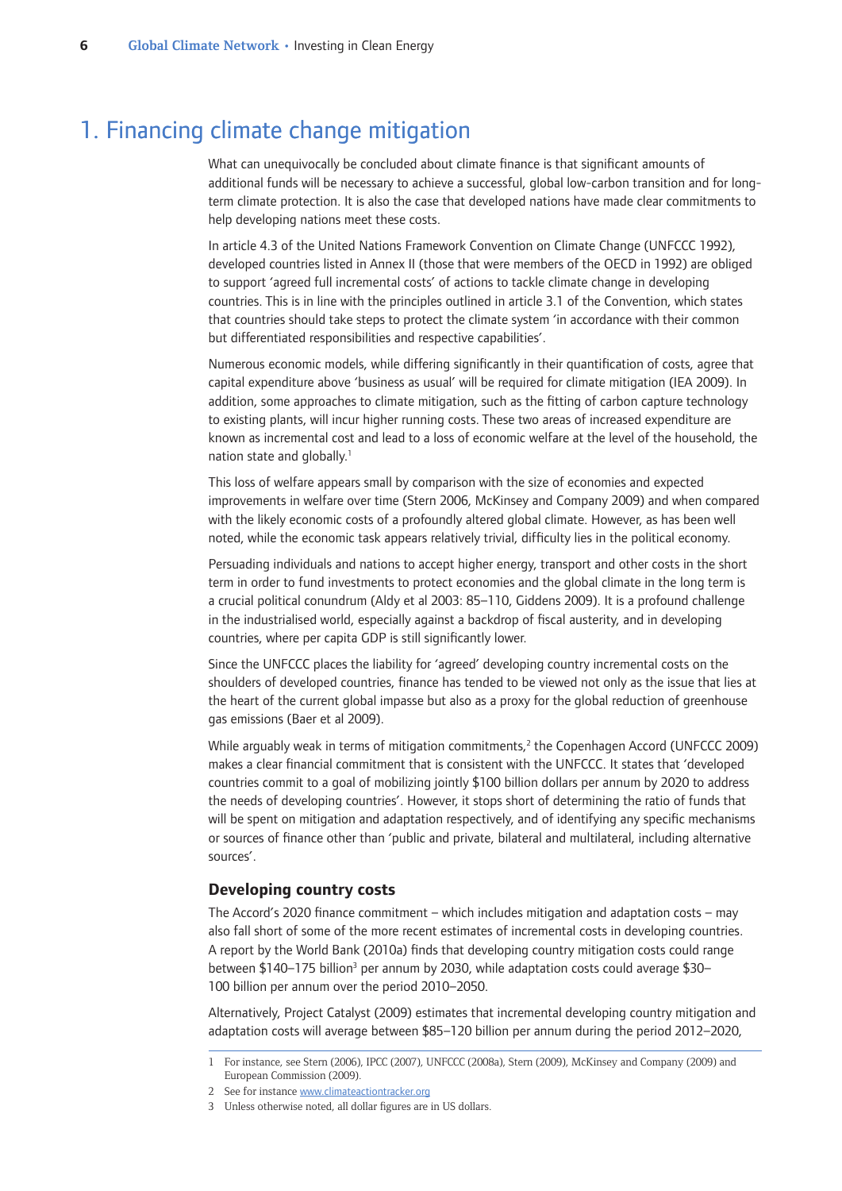# 1. Financing climate change mitigation

What can unequivocally be concluded about climate finance is that significant amounts of additional funds will be necessary to achieve a successful, global low-carbon transition and for long-term climate protection. It is also the case that developed nations have made clear commitments to help developing nations meet these costs.

In article 4.3 of the United Nations Framework Convention on Climate Change (UNFCCC 1992), developed countries listed in Annex II (those that were members of the OECD in 1992) are obliged to support 'agreed full incremental costs' of actions to tackle climate change in developing countries. This is in line with the principles outlined in article 3.1 of the Convention, which states that countries should take steps to protect the climate system 'in accordance with their common but differentiated responsibilities and respective capabilities'.

Numerous economic models, while differing significantly in their quantification of costs, agree that capital expenditure above 'business as usual' will be required for climate mitigation (IEA 2009). In addition, some approaches to climate mitigation, such as the fitting of carbon capture technology to existing plants, will incur higher running costs. These two areas of increased expenditure are known as incremental cost and lead to a loss of economic welfare at the level of the household, the nation state and globally.[1]

This loss of welfare appears small by comparison with the size of economies and expected improvements in welfare over time (Stern 2006, McKinsey and Company 2009) and when compared with the likely economic costs of a profoundly altered global climate. However, as has been well noted, while the economic task appears relatively trivial, difficulty lies in the political economy.

Persuading individuals and nations to accept higher energy, transport and other costs in the short term in order to fund investments to protect economies and the global climate in the long term is a crucial political conundrum (Aldy et al 2003: 85–110, Giddens 2009). It is a profound challenge in the industrialised world, especially against a backdrop of fiscal austerity, and in developing countries, where per capita GDP is still significantly lower.

Since the UNFCCC places the liability for 'agreed' developing country incremental costs on the shoulders of developed countries, finance has tended to be viewed not only as the issue that lies at the heart of the current global impasse but also as a proxy for the global reduction of greenhouse gas emissions (Baer et al 2009).

While arguably weak in terms of mitigation commitments,[2] the Copenhagen Accord (UNFCCC 2009) makes a clear financial commitment that is consistent with the UNFCCC. It states that 'developed countries commit to a goal of mobilizing jointly $100 billion dollars per annum by 2020 to address the needs of developing countries'. However, it stops short of determining the ratio of funds that will be spent on mitigation and adaptation respectively, and of identifying any specific mechanisms or sources of finance other than 'public and private, bilateral and multilateral, including alternative sources'.

### Developing country costs

The Accord's 2020 finance commitment – which includes mitigation and adaptation costs – may also fall short of some of the more recent estimates of incremental costs in developing countries. A report by the World Bank (2010a) finds that developing country mitigation costs could range between $140–175 billion[3] per annum by 2030, while adaptation costs could average $30–100 billion per annum over the period 2010–2050.

Alternatively, Project Catalyst (2009) estimates that incremental developing country mitigation and adaptation costs will average between $85–120 billion per annum during the period 2012–2020,

---

1 For instance, see Stern (2006), IPCC (2007), UNFCCC (2008a), Stern (2009), McKinsey and Company (2009) and European Commission (2009).

2 See for instance www.climateactiontracker.org

3 Unless otherwise noted, all dollar figures are in US dollars.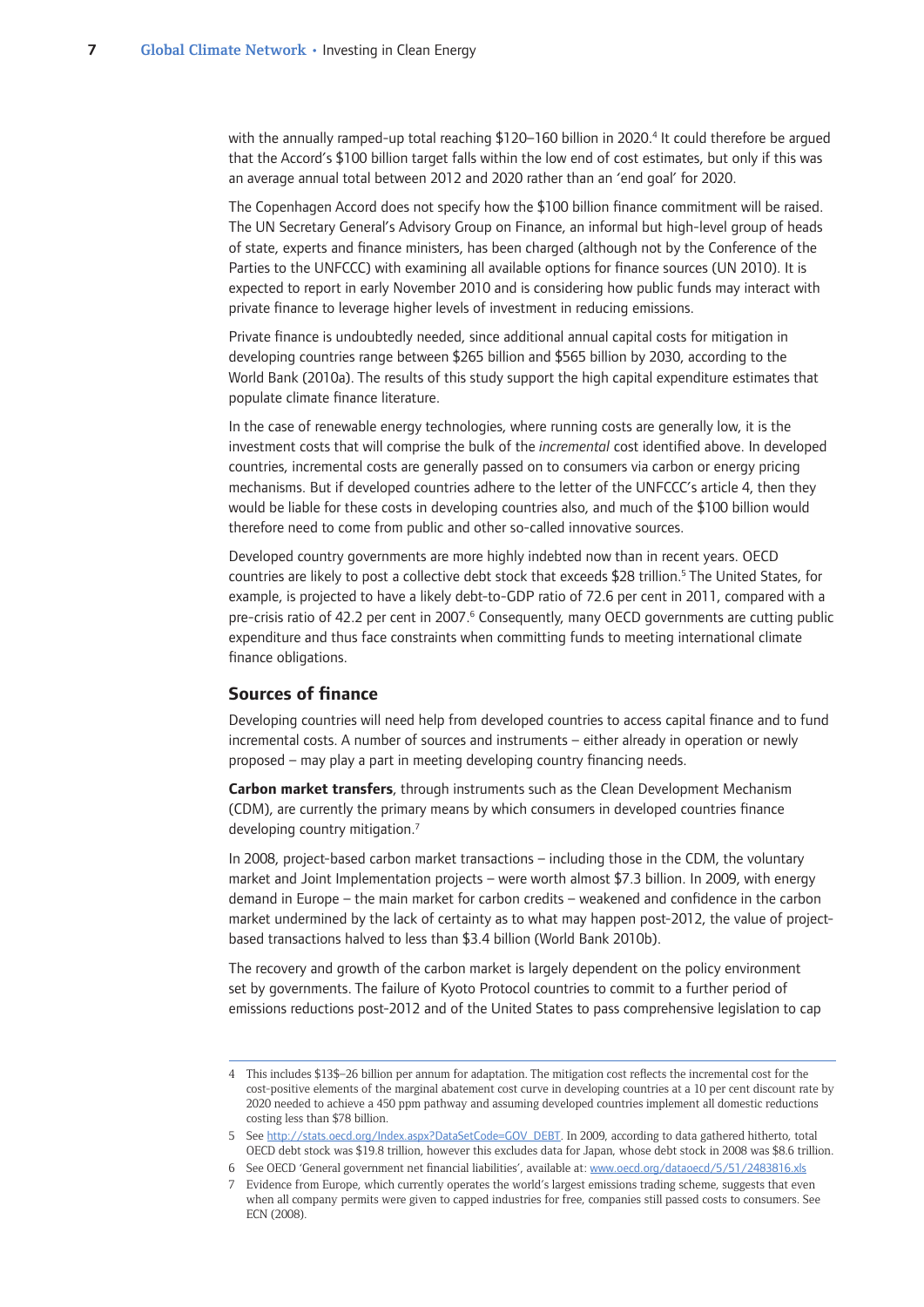with the annually ramped-up total reaching $120–160 billion in 2020.[4] It could therefore be argued that the Accord's $100 billion target falls within the low end of cost estimates, but only if this was an average annual total between 2012 and 2020 rather than an 'end goal' for 2020.

The Copenhagen Accord does not specify how the $100 billion finance commitment will be raised. The UN Secretary General's Advisory Group on Finance, an informal but high-level group of heads of state, experts and finance ministers, has been charged (although not by the Conference of the Parties to the UNFCCC) with examining all available options for finance sources (UN 2010). It is expected to report in early November 2010 and is considering how public funds may interact with private finance to leverage higher levels of investment in reducing emissions.

Private finance is undoubtedly needed, since additional annual capital costs for mitigation in developing countries range between $265 billion and $565 billion by 2030, according to the World Bank (2010a). The results of this study support the high capital expenditure estimates that populate climate finance literature.

In the case of renewable energy technologies, where running costs are generally low, it is the investment costs that will comprise the bulk of the *incremental* cost identified above. In developed countries, incremental costs are generally passed on to consumers via carbon or energy pricing mechanisms. But if developed countries adhere to the letter of the UNFCCC's article 4, then they would be liable for these costs in developing countries also, and much of the $100 billion would therefore need to come from public and other so-called innovative sources.

Developed country governments are more highly indebted now than in recent years. OECD countries are likely to post a collective debt stock that exceeds $28 trillion.[5] The United States, for example, is projected to have a likely debt-to-GDP ratio of 72.6 per cent in 2011, compared with a pre-crisis ratio of 42.2 per cent in 2007.[6] Consequently, many OECD governments are cutting public expenditure and thus face constraints when committing funds to meeting international climate finance obligations.

## Sources of finance

Developing countries will need help from developed countries to access capital finance and to fund incremental costs. A number of sources and instruments – either already in operation or newly proposed – may play a part in meeting developing country financing needs.

**Carbon market transfers**, through instruments such as the Clean Development Mechanism (CDM), are currently the primary means by which consumers in developed countries finance developing country mitigation.[7]

In 2008, project-based carbon market transactions – including those in the CDM, the voluntary market and Joint Implementation projects – were worth almost $7.3 billion. In 2009, with energy demand in Europe – the main market for carbon credits – weakened and confidence in the carbon market undermined by the lack of certainty as to what may happen post-2012, the value of project-based transactions halved to less than $3.4 billion (World Bank 2010b).

The recovery and growth of the carbon market is largely dependent on the policy environment set by governments. The failure of Kyoto Protocol countries to commit to a further period of emissions reductions post-2012 and of the United States to pass comprehensive legislation to cap

---

4 This includes $13$–26 billion per annum for adaptation. The mitigation cost reflects the incremental cost for the cost-positive elements of the marginal abatement cost curve in developing countries at a 10 per cent discount rate by 2020 needed to achieve a 450 ppm pathway and assuming developed countries implement all domestic reductions costing less than $78 billion.

5 See http://stats.oecd.org/Index.aspx?DataSetCode=GOV_DEBT. In 2009, according to data gathered hitherto, total OECD debt stock was $19.8 trillion, however this excludes data for Japan, whose debt stock in 2008 was $8.6 trillion.

6 See OECD 'General government net financial liabilities', available at: www.oecd.org/dataoecd/5/51/2483816.xls

7 Evidence from Europe, which currently operates the world's largest emissions trading scheme, suggests that even when all company permits were given to capped industries for free, companies still passed costs to consumers. See ECN (2008).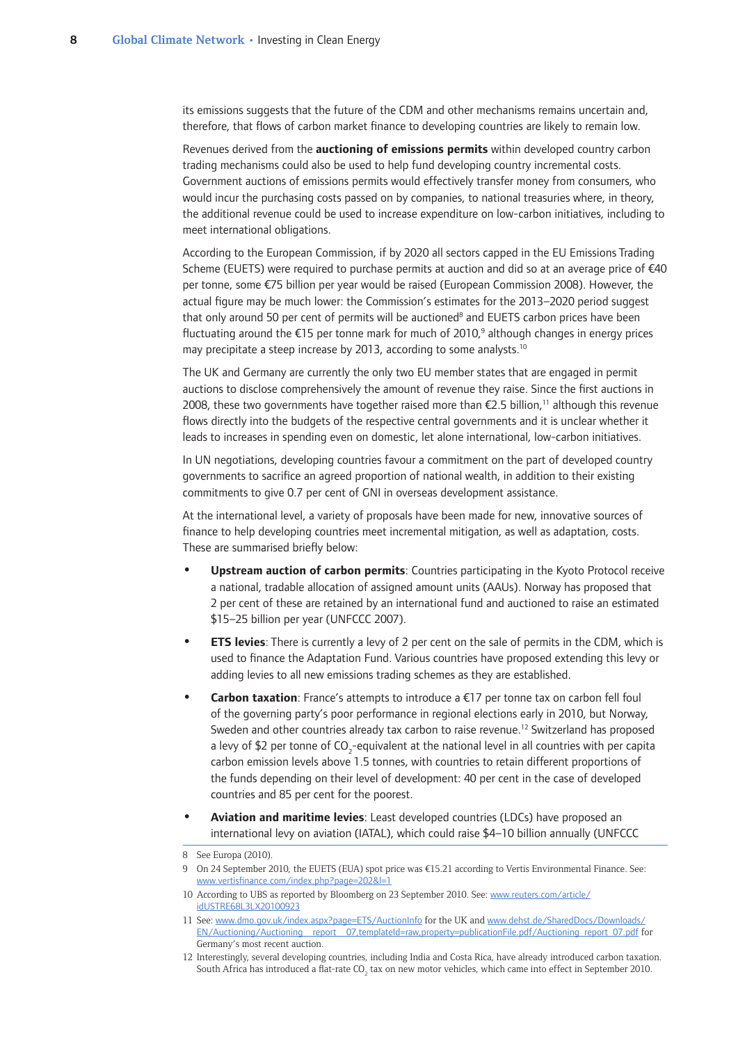its emissions suggests that the future of the CDM and other mechanisms remains uncertain and, therefore, that flows of carbon market finance to developing countries are likely to remain low.

Revenues derived from the **auctioning of emissions permits** within developed country carbon trading mechanisms could also be used to help fund developing country incremental costs. Government auctions of emissions permits would effectively transfer money from consumers, who would incur the purchasing costs passed on by companies, to national treasuries where, in theory, the additional revenue could be used to increase expenditure on low-carbon initiatives, including to meet international obligations.

According to the European Commission, if by 2020 all sectors capped in the EU Emissions Trading Scheme (EUETS) were required to purchase permits at auction and did so at an average price of €40 per tonne, some €75 billion per year would be raised (European Commission 2008). However, the actual figure may be much lower: the Commission's estimates for the 2013–2020 period suggest that only around 50 per cent of permits will be auctioned[8] and EUETS carbon prices have been fluctuating around the €15 per tonne mark for much of 2010,[9] although changes in energy prices may precipitate a steep increase by 2013, according to some analysts.[10]

The UK and Germany are currently the only two EU member states that are engaged in permit auctions to disclose comprehensively the amount of revenue they raise. Since the first auctions in 2008, these two governments have together raised more than €2.5 billion,[11] although this revenue flows directly into the budgets of the respective central governments and it is unclear whether it leads to increases in spending even on domestic, let alone international, low-carbon initiatives.

In UN negotiations, developing countries favour a commitment on the part of developed country governments to sacrifice an agreed proportion of national wealth, in addition to their existing commitments to give 0.7 per cent of GNI in overseas development assistance.

At the international level, a variety of proposals have been made for new, innovative sources of finance to help developing countries meet incremental mitigation, as well as adaptation, costs. These are summarised briefly below:

- **Upstream auction of carbon permits**: Countries participating in the Kyoto Protocol receive a national, tradable allocation of assigned amount units (AAUs). Norway has proposed that 2 per cent of these are retained by an international fund and auctioned to raise an estimated $15–25 billion per year (UNFCCC 2007).
- **ETS levies**: There is currently a levy of 2 per cent on the sale of permits in the CDM, which is used to finance the Adaptation Fund. Various countries have proposed extending this levy or adding levies to all new emissions trading schemes as they are established.
- **Carbon taxation**: France's attempts to introduce a €17 per tonne tax on carbon fell foul of the governing party's poor performance in regional elections early in 2010, but Norway, Sweden and other countries already tax carbon to raise revenue.[12] Switzerland has proposed a levy of $2 per tonne of $CO_2$-equivalent at the national level in all countries with per capita carbon emission levels above 1.5 tonnes, with countries to retain different proportions of the funds depending on their level of development: 40 per cent in the case of developed countries and 85 per cent for the poorest.
- **Aviation and maritime levies**: Least developed countries (LDCs) have proposed an international levy on aviation (IATAL), which could raise $4–10 billion annually (UNFCCC

8 See Europa (2010).

9 On 24 September 2010, the EUETS (EUA) spot price was €15.21 according to Vertis Environmental Finance. See: www.vertisfinance.com/index.php?page=202&l=1

10 According to UBS as reported by Bloomberg on 23 September 2010. See: www.reuters.com/article/idUSTRE68L3LX20100923

11 See: www.dmo.gov.uk/index.aspx?page=ETS/AuctionInfo for the UK and www.dehst.de/SharedDocs/Downloads/EN/Auctioning/Auctioning__report__07,templateId=raw,property=publicationFile.pdf/Auctioning_report_07.pdf for Germany's most recent auction.

12 Interestingly, several developing countries, including India and Costa Rica, have already introduced carbon taxation. South Africa has introduced a flat-rate $CO_2$ tax on new motor vehicles, which came into effect in September 2010.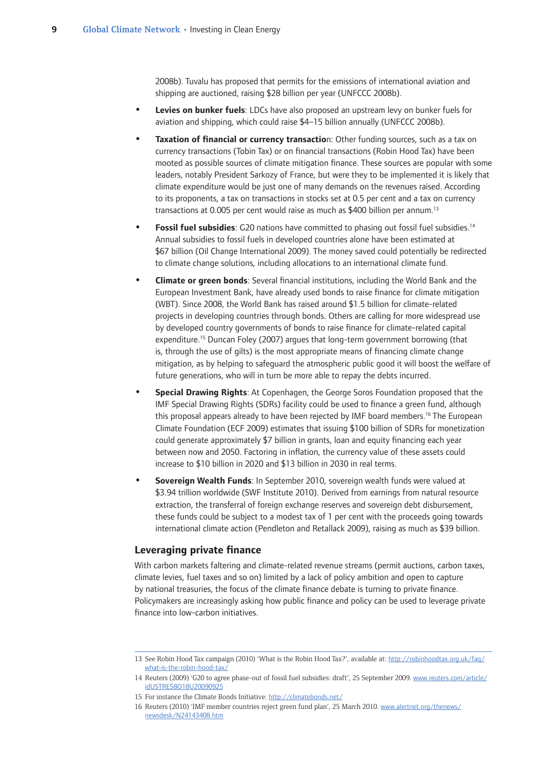2008b). Tuvalu has proposed that permits for the emissions of international aviation and shipping are auctioned, raising $28 billion per year (UNFCCC 2008b).

- **Levies on bunker fuels**: LDCs have also proposed an upstream levy on bunker fuels for aviation and shipping, which could raise $4–15 billion annually (UNFCCC 2008b).
- **Taxation of financial or currency transaction**: Other funding sources, such as a tax on currency transactions (Tobin Tax) or on financial transactions (Robin Hood Tax) have been mooted as possible sources of climate mitigation finance. These sources are popular with some leaders, notably President Sarkozy of France, but were they to be implemented it is likely that climate expenditure would be just one of many demands on the revenues raised. According to its proponents, a tax on transactions in stocks set at 0.5 per cent and a tax on currency transactions at 0.005 per cent would raise as much as $400 billion per annum.[13]
- **Fossil fuel subsidies**: G20 nations have committed to phasing out fossil fuel subsidies.[14] Annual subsidies to fossil fuels in developed countries alone have been estimated at $67 billion (Oil Change International 2009). The money saved could potentially be redirected to climate change solutions, including allocations to an international climate fund.
- **Climate or green bonds**: Several financial institutions, including the World Bank and the European Investment Bank, have already used bonds to raise finance for climate mitigation (WBT). Since 2008, the World Bank has raised around $1.5 billion for climate-related projects in developing countries through bonds. Others are calling for more widespread use by developed country governments of bonds to raise finance for climate-related capital expenditure.[15] Duncan Foley (2007) argues that long-term government borrowing (that is, through the use of gilts) is the most appropriate means of financing climate change mitigation, as by helping to safeguard the atmospheric public good it will boost the welfare of future generations, who will in turn be more able to repay the debts incurred.
- **Special Drawing Rights**: At Copenhagen, the George Soros Foundation proposed that the IMF Special Drawing Rights (SDRs) facility could be used to finance a green fund, although this proposal appears already to have been rejected by IMF board members.[16] The European Climate Foundation (ECF 2009) estimates that issuing $100 billion of SDRs for monetization could generate approximately $7 billion in grants, loan and equity financing each year between now and 2050. Factoring in inflation, the currency value of these assets could increase to $10 billion in 2020 and $13 billion in 2030 in real terms.
- **Sovereign Wealth Funds**: In September 2010, sovereign wealth funds were valued at $3.94 trillion worldwide (SWF Institute 2010). Derived from earnings from natural resource extraction, the transferral of foreign exchange reserves and sovereign debt disbursement, these funds could be subject to a modest tax of 1 per cent with the proceeds going towards international climate action (Pendleton and Retallack 2009), raising as much as $39 billion.

### Leveraging private finance

With carbon markets faltering and climate-related revenue streams (permit auctions, carbon taxes, climate levies, fuel taxes and so on) limited by a lack of policy ambition and open to capture by national treasuries, the focus of the climate finance debate is turning to private finance. Policymakers are increasingly asking how public finance and policy can be used to leverage private finance into low-carbon initiatives.

---

13 See Robin Hood Tax campaign (2010) 'What is the Robin Hood Tax?', available at: http://robinhoodtax.org.uk/faq/what-is-the-robin-hood-tax/

14 Reuters (2009) 'G20 to agree phase-out of fossil fuel subsidies: draft', 25 September 2009. www.reuters.com/article/idUSTRE58O18U20090925

15 For instance the Climate Bonds Initiative: http://climatebonds.net/

16 Reuters (2010) 'IMF member countries reject green fund plan', 25 March 2010. www.alertnet.org/thenews/newsdesk/N24143408.htm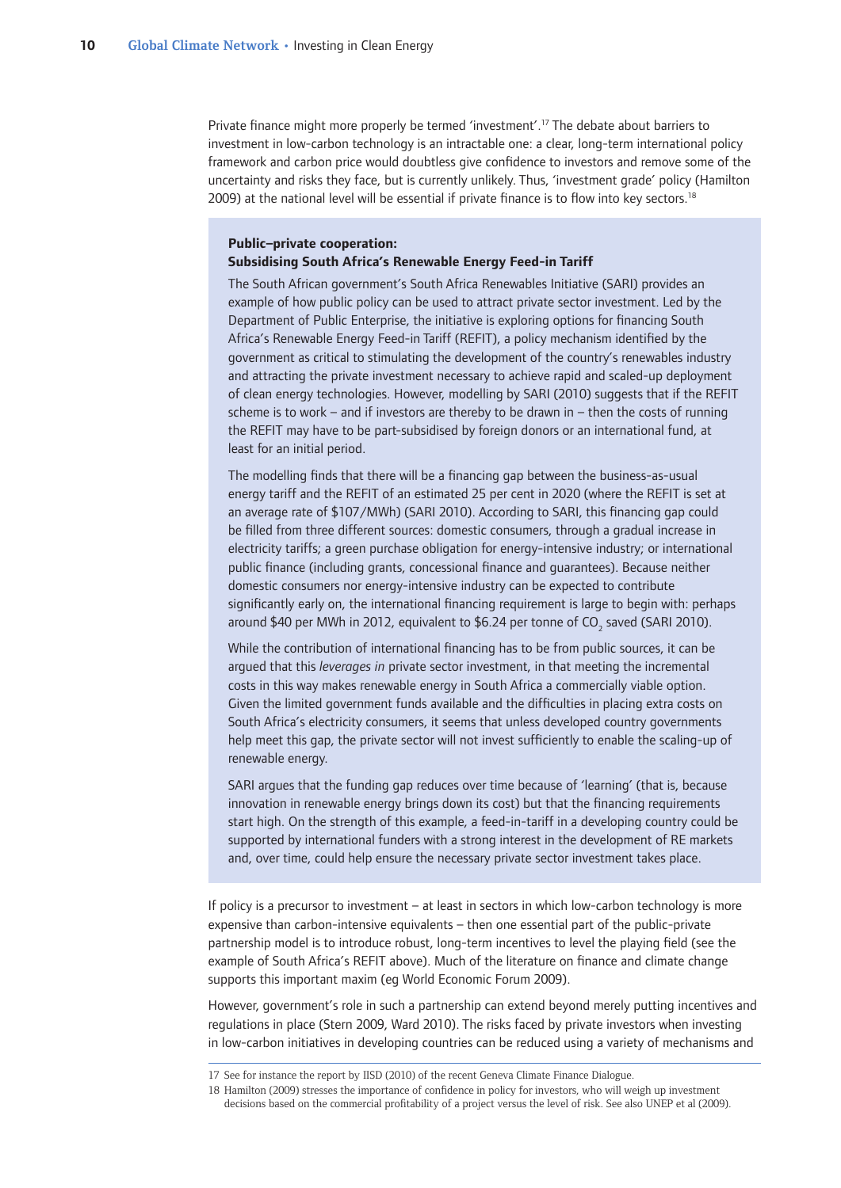Private finance might more properly be termed 'investment'.[17] The debate about barriers to investment in low-carbon technology is an intractable one: a clear, long-term international policy framework and carbon price would doubtless give confidence to investors and remove some of the uncertainty and risks they face, but is currently unlikely. Thus, 'investment grade' policy (Hamilton 2009) at the national level will be essential if private finance is to flow into key sectors.[18]

**Public–private cooperation:**
**Subsidising South Africa's Renewable Energy Feed-in Tariff**

The South African government's South Africa Renewables Initiative (SARI) provides an example of how public policy can be used to attract private sector investment. Led by the Department of Public Enterprise, the initiative is exploring options for financing South Africa's Renewable Energy Feed-in Tariff (REFIT), a policy mechanism identified by the government as critical to stimulating the development of the country's renewables industry and attracting the private investment necessary to achieve rapid and scaled-up deployment of clean energy technologies. However, modelling by SARI (2010) suggests that if the REFIT scheme is to work – and if investors are thereby to be drawn in – then the costs of running the REFIT may have to be part-subsidised by foreign donors or an international fund, at least for an initial period.

The modelling finds that there will be a financing gap between the business-as-usual energy tariff and the REFIT of an estimated 25 per cent in 2020 (where the REFIT is set at an average rate of $107/MWh) (SARI 2010). According to SARI, this financing gap could be filled from three different sources: domestic consumers, through a gradual increase in electricity tariffs; a green purchase obligation for energy-intensive industry; or international public finance (including grants, concessional finance and guarantees). Because neither domestic consumers nor energy-intensive industry can be expected to contribute significantly early on, the international financing requirement is large to begin with: perhaps around $40 per MWh in 2012, equivalent to $6.24 per tonne of $CO_2$ saved (SARI 2010).

While the contribution of international financing has to be from public sources, it can be argued that this *leverages in* private sector investment, in that meeting the incremental costs in this way makes renewable energy in South Africa a commercially viable option. Given the limited government funds available and the difficulties in placing extra costs on South Africa's electricity consumers, it seems that unless developed country governments help meet this gap, the private sector will not invest sufficiently to enable the scaling-up of renewable energy.

SARI argues that the funding gap reduces over time because of 'learning' (that is, because innovation in renewable energy brings down its cost) but that the financing requirements start high. On the strength of this example, a feed-in-tariff in a developing country could be supported by international funders with a strong interest in the development of RE markets and, over time, could help ensure the necessary private sector investment takes place.

If policy is a precursor to investment – at least in sectors in which low-carbon technology is more expensive than carbon-intensive equivalents – then one essential part of the public-private partnership model is to introduce robust, long-term incentives to level the playing field (see the example of South Africa's REFIT above). Much of the literature on finance and climate change supports this important maxim (eg World Economic Forum 2009).

However, government's role in such a partnership can extend beyond merely putting incentives and regulations in place (Stern 2009, Ward 2010). The risks faced by private investors when investing in low-carbon initiatives in developing countries can be reduced using a variety of mechanisms and

17 See for instance the report by IISD (2010) of the recent Geneva Climate Finance Dialogue.

18 Hamilton (2009) stresses the importance of confidence in policy for investors, who will weigh up investment decisions based on the commercial profitability of a project versus the level of risk. See also UNEP et al (2009).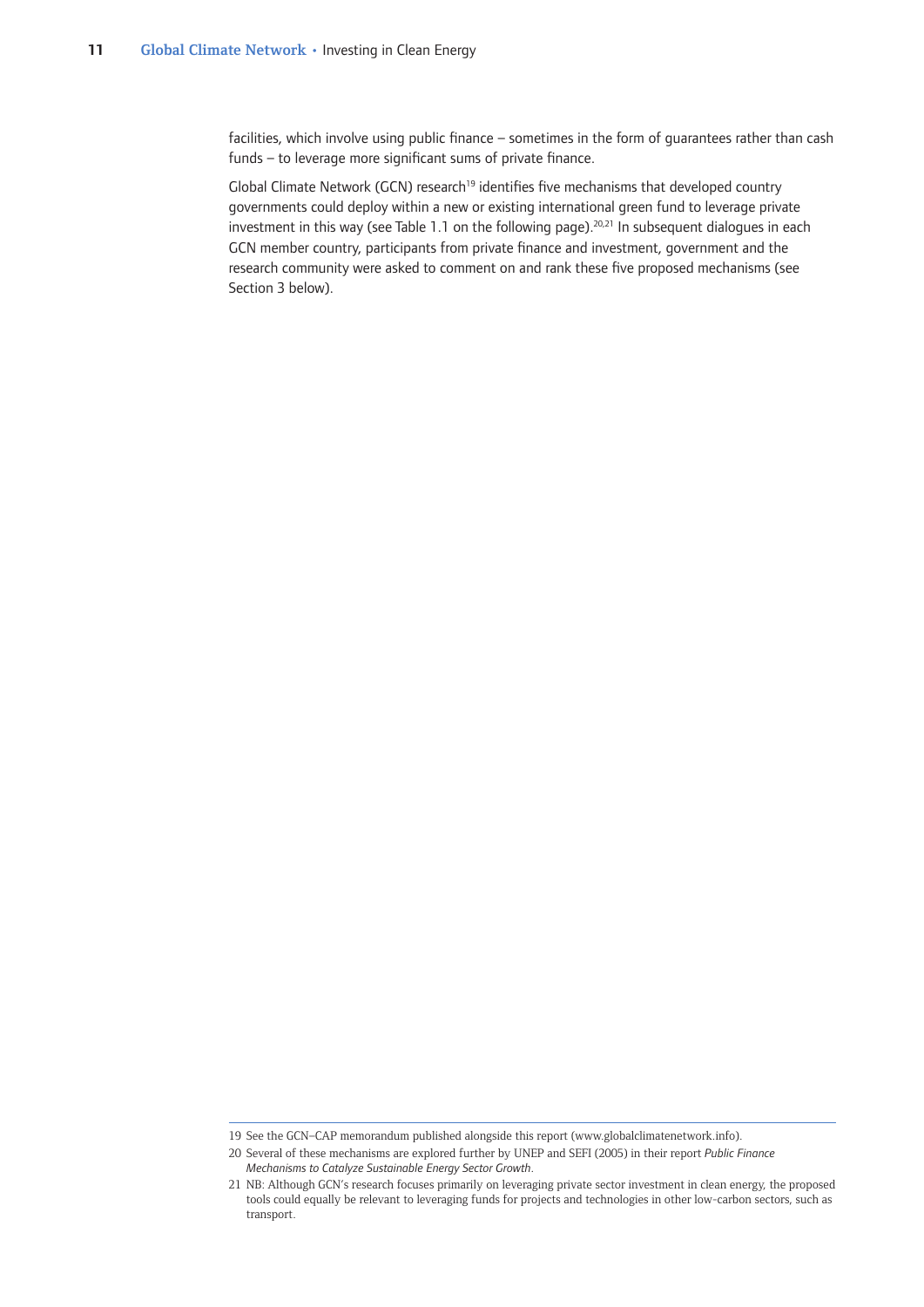facilities, which involve using public finance – sometimes in the form of guarantees rather than cash funds – to leverage more significant sums of private finance.

Global Climate Network (GCN) research[19] identifies five mechanisms that developed country governments could deploy within a new or existing international green fund to leverage private investment in this way (see Table 1.1 on the following page).[20,21] In subsequent dialogues in each GCN member country, participants from private finance and investment, government and the research community were asked to comment on and rank these five proposed mechanisms (see Section 3 below).

---

19 See the GCN–CAP memorandum published alongside this report (www.globalclimatenetwork.info).

20 Several of these mechanisms are explored further by UNEP and SEFI (2005) in their report *Public Finance Mechanisms to Catalyze Sustainable Energy Sector Growth*.

21 NB: Although GCN's research focuses primarily on leveraging private sector investment in clean energy, the proposed tools could equally be relevant to leveraging funds for projects and technologies in other low-carbon sectors, such as transport.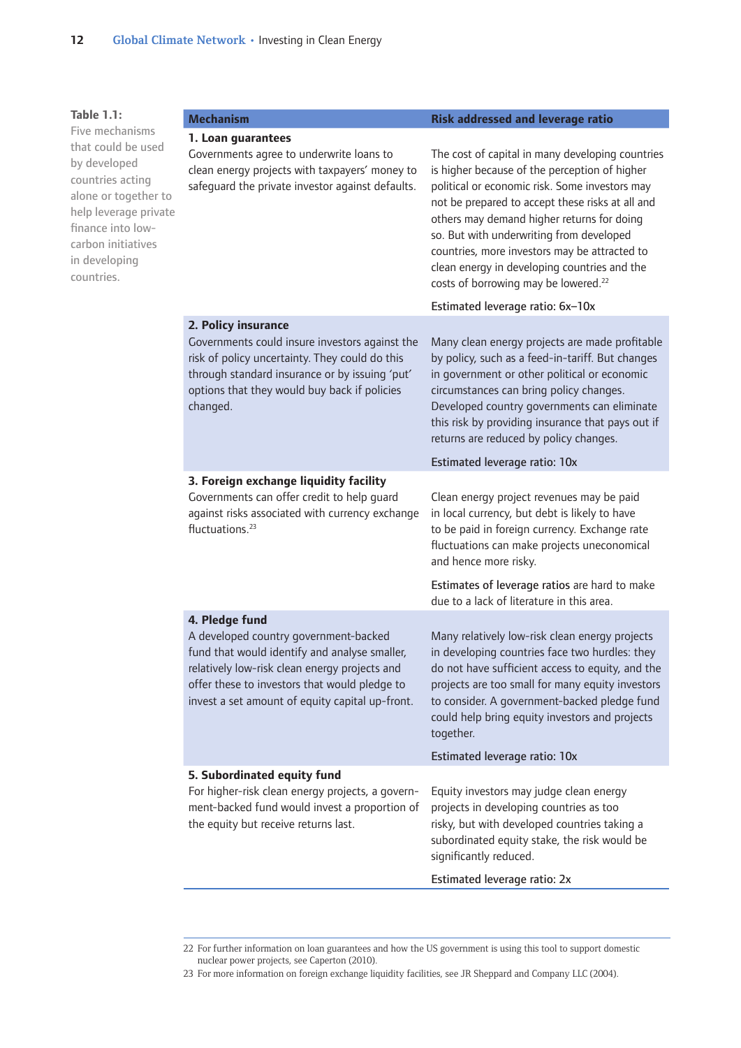**Table 1.1:** Five mechanisms that could be used by developed countries acting alone or together to help leverage private finance into low-carbon initiatives in developing countries.

| Mechanism | Risk addressed and leverage ratio |
|---|---|
| **1. Loan guarantees**<br>Governments agree to underwrite loans to clean energy projects with taxpayers' money to safeguard the private investor against defaults. | The cost of capital in many developing countries is higher because of the perception of higher political or economic risk. Some investors may not be prepared to accept these risks at all and others may demand higher returns for doing so. But with underwriting from developed countries, more investors may be attracted to clean energy in developing countries and the costs of borrowing may be lowered.[22]<br><br>Estimated leverage ratio: 6x–10x |
| **2. Policy insurance**<br>Governments could insure investors against the risk of policy uncertainty. They could do this through standard insurance or by issuing 'put' options that they would buy back if policies changed. | Many clean energy projects are made profitable by policy, such as a feed-in-tariff. But changes in government or other political or economic circumstances can bring policy changes. Developed country governments can eliminate this risk by providing insurance that pays out if returns are reduced by policy changes.<br><br>Estimated leverage ratio: 10x |
| **3. Foreign exchange liquidity facility**<br>Governments can offer credit to help guard against risks associated with currency exchange fluctuations.[23] | Clean energy project revenues may be paid in local currency, but debt is likely to have to be paid in foreign currency. Exchange rate fluctuations can make projects uneconomical and hence more risky.<br><br>Estimates of leverage ratios are hard to make due to a lack of literature in this area. |
| **4. Pledge fund**<br>A developed country government-backed fund that would identify and analyse smaller, relatively low-risk clean energy projects and offer these to investors that would pledge to invest a set amount of equity capital up-front. | Many relatively low-risk clean energy projects in developing countries face two hurdles: they do not have sufficient access to equity, and the projects are too small for many equity investors to consider. A government-backed pledge fund could help bring equity investors and projects together.<br><br>Estimated leverage ratio: 10x |
| **5. Subordinated equity fund**<br>For higher-risk clean energy projects, a government-backed fund would invest a proportion of the equity but receive returns last. | Equity investors may judge clean energy projects in developing countries as too risky, but with developed countries taking a subordinated equity stake, the risk would be significantly reduced.<br><br>Estimated leverage ratio: 2x |

22 For further information on loan guarantees and how the US government is using this tool to support domestic nuclear power projects, see Caperton (2010).

23 For more information on foreign exchange liquidity facilities, see JR Sheppard and Company LLC (2004).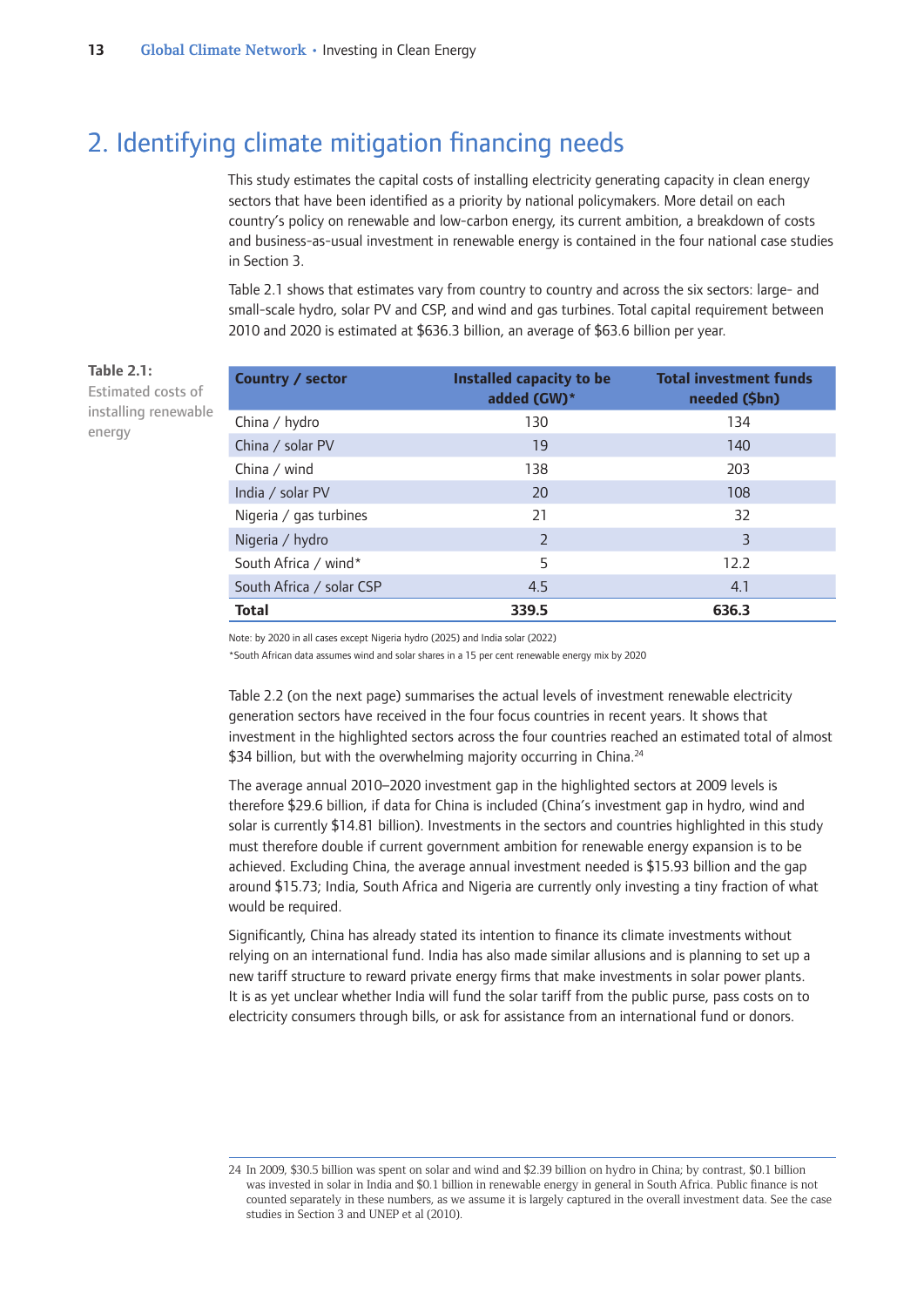## 2. Identifying climate mitigation financing needs

This study estimates the capital costs of installing electricity generating capacity in clean energy sectors that have been identified as a priority by national policymakers. More detail on each country's policy on renewable and low-carbon energy, its current ambition, a breakdown of costs and business-as-usual investment in renewable energy is contained in the four national case studies in Section 3.

Table 2.1 shows that estimates vary from country to country and across the six sectors: large- and small-scale hydro, solar PV and CSP, and wind and gas turbines. Total capital requirement between 2010 and 2020 is estimated at $636.3 billion, an average of $63.6 billion per year.

**Table 2.1:** Estimated costs of installing renewable energy

| Country / sector | Installed capacity to be added (GW)* | Total investment funds needed ($bn) |
|---|---|---|
| China / hydro | 130 | 134 |
| China / solar PV | 19 | 140 |
| China / wind | 138 | 203 |
| India / solar PV | 20 | 108 |
| Nigeria / gas turbines | 21 | 32 |
| Nigeria / hydro | 2 | 3 |
| South Africa / wind* | 5 | 12.2 |
| South Africa / solar CSP | 4.5 | 4.1 |
| **Total** | **339.5** | **636.3** |

Note: by 2020 in all cases except Nigeria hydro (2025) and India solar (2022)

*South African data assumes wind and solar shares in a 15 per cent renewable energy mix by 2020

Table 2.2 (on the next page) summarises the actual levels of investment renewable electricity generation sectors have received in the four focus countries in recent years. It shows that investment in the highlighted sectors across the four countries reached an estimated total of almost $34 billion, but with the overwhelming majority occurring in China.[24]

The average annual 2010–2020 investment gap in the highlighted sectors at 2009 levels is therefore $29.6 billion, if data for China is included (China's investment gap in hydro, wind and solar is currently $14.81 billion). Investments in the sectors and countries highlighted in this study must therefore double if current government ambition for renewable energy expansion is to be achieved. Excluding China, the average annual investment needed is $15.93 billion and the gap around $15.73; India, South Africa and Nigeria are currently only investing a tiny fraction of what would be required.

Significantly, China has already stated its intention to finance its climate investments without relying on an international fund. India has also made similar allusions and is planning to set up a new tariff structure to reward private energy firms that make investments in solar power plants. It is as yet unclear whether India will fund the solar tariff from the public purse, pass costs on to electricity consumers through bills, or ask for assistance from an international fund or donors.

---

24 In 2009, $30.5 billion was spent on solar and wind and $2.39 billion on hydro in China; by contrast, $0.1 billion was invested in solar in India and $0.1 billion in renewable energy in general in South Africa. Public finance is not counted separately in these numbers, as we assume it is largely captured in the overall investment data. See the case studies in Section 3 and UNEP et al (2010).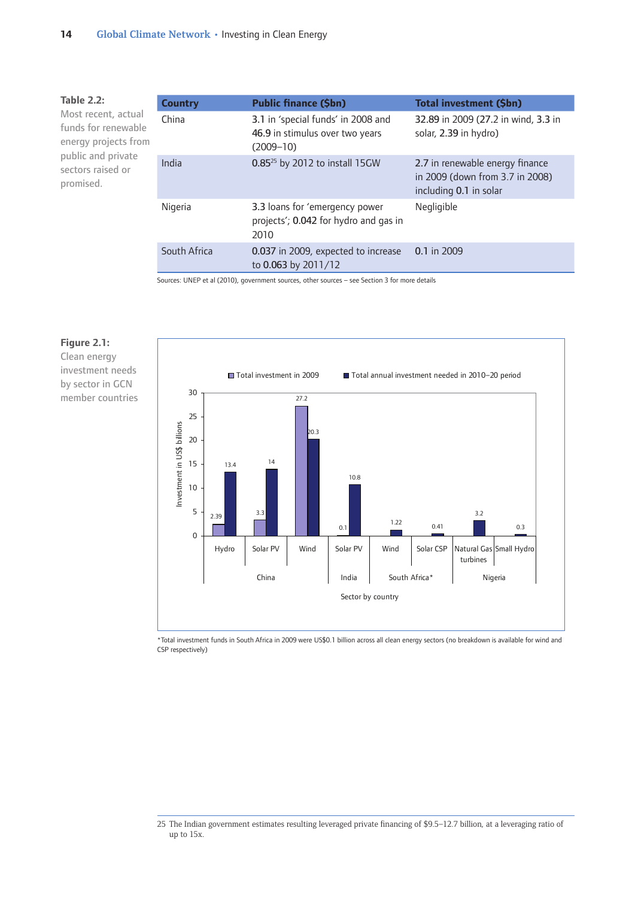**Table 2.2:** Most recent, actual funds for renewable energy projects from public and private sectors raised or promised.

| Country | Public finance ($bn) | Total investment ($bn) |
|---|---|---|
| China | 3.1 in 'special funds' in 2008 and 46.9 in stimulus over two years (2009–10) | 32.89 in 2009 (27.2 in wind, 3.3 in solar, 2.39 in hydro) |
| India | 0.85[25] by 2012 to install 15GW | 2.7 in renewable energy finance in 2009 (down from 3.7 in 2008) including 0.1 in solar |
| Nigeria | 3.3 loans for 'emergency power projects'; 0.042 for hydro and gas in 2010 | Negligible |
| South Africa | 0.037 in 2009, expected to increase to 0.063 by 2011/12 | 0.1 in 2009 |

Sources: UNEP et al (2010), government sources, other sources – see Section 3 for more details

**Figure 2.1:** Clean energy investment needs by sector in GCN member countries

| Country | Sector | Total investment in 2009 (US$ billions) | Total annual investment needed in 2010–20 period (US$ billions) |
|---|---|---|---|
| China | Hydro | 2.39 | 13.4 |
| China | Solar PV | 3.3 | 14 |
| China | Wind | 27.2 | 20.3 |
| India | Solar PV | 0.1 | 10.8 |
| South Africa* | Wind | | 1.22 |
| South Africa* | Solar CSP | | 0.41 |
| Nigeria | Natural Gas turbines | | 3.2 |
| Nigeria | Small Hydro | | 0.3 |

*Total investment funds in South Africa in 2009 were US$0.1 billion across all clean energy sectors (no breakdown is available for wind and CSP respectively)

25 The Indian government estimates resulting leveraged private financing of $9.5–12.7 billion, at a leveraging ratio of up to 15x.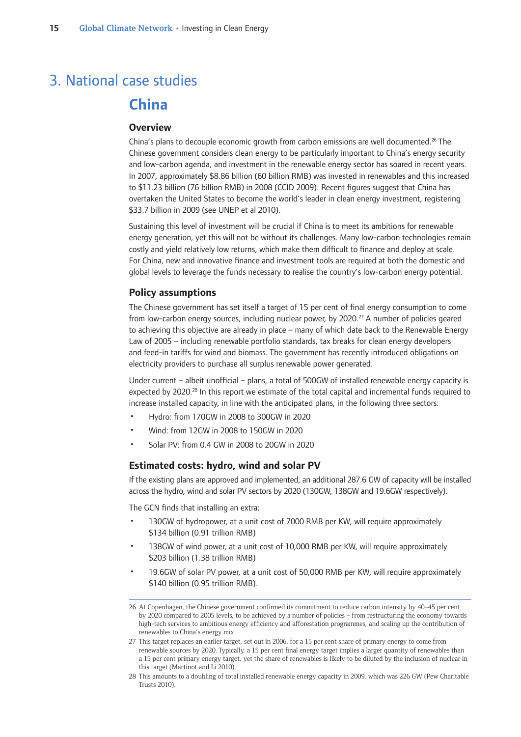# 3. National case studies

## China

### Overview

China's plans to decouple economic growth from carbon emissions are well documented.[26] The Chinese government considers clean energy to be particularly important to China's energy security and low-carbon agenda, and investment in the renewable energy sector has soared in recent years. In 2007, approximately $8.86 billion (60 billion RMB) was invested in renewables and this increased to $11.23 billion (76 billion RMB) in 2008 (CCID 2009). Recent figures suggest that China has overtaken the United States to become the world's leader in clean energy investment, registering $33.7 billion in 2009 (see UNEP et al 2010).

Sustaining this level of investment will be crucial if China is to meet its ambitions for renewable energy generation, yet this will not be without its challenges. Many low-carbon technologies remain costly and yield relatively low returns, which make them difficult to finance and deploy at scale. For China, new and innovative finance and investment tools are required at both the domestic and global levels to leverage the funds necessary to realise the country's low-carbon energy potential.

### Policy assumptions

The Chinese government has set itself a target of 15 per cent of final energy consumption to come from low-carbon energy sources, including nuclear power, by 2020.[27] A number of policies geared to achieving this objective are already in place – many of which date back to the Renewable Energy Law of 2005 – including renewable portfolio standards, tax breaks for clean energy developers and feed-in tariffs for wind and biomass. The government has recently introduced obligations on electricity providers to purchase all surplus renewable power generated.

Under current – albeit unofficial – plans, a total of 500GW of installed renewable energy capacity is expected by 2020.[28] In this report we estimate of the total capital and incremental funds required to increase installed capacity, in line with the anticipated plans, in the following three sectors:

- Hydro: from 170GW in 2008 to 300GW in 2020
- Wind: from 12GW in 2008 to 150GW in 2020
- Solar PV: from 0.4 GW in 2008 to 20GW in 2020

### Estimated costs: hydro, wind and solar PV

If the existing plans are approved and implemented, an additional 287.6 GW of capacity will be installed across the hydro, wind and solar PV sectors by 2020 (130GW, 138GW and 19.6GW respectively).

The GCN finds that installing an extra:

- 130GW of hydropower, at a unit cost of 7000 RMB per KW, will require approximately $134 billion (0.91 trillion RMB)
- 138GW of wind power, at a unit cost of 10,000 RMB per KW, will require approximately $203 billion (1.38 trillion RMB)
- 19.6GW of solar PV power, at a unit cost of 50,000 RMB per KW, will require approximately $140 billion (0.95 trillion RMB).

---

26 At Copenhagen, the Chinese government confirmed its commitment to reduce carbon intensity by 40–45 per cent by 2020 compared to 2005 levels, to be achieved by a number of policies – from restructuring the economy towards high-tech services to ambitious energy efficiency and afforestation programmes, and scaling up the contribution of renewables to China's energy mix.

27 This target replaces an earlier target, set out in 2006, for a 15 per cent share of primary energy to come from renewable sources by 2020. Typically, a 15 per cent final energy target implies a larger quantity of renewables than a 15 per cent primary energy target, yet the share of renewables is likely to be diluted by the inclusion of nuclear in this target (Martinot and Li 2010).

28 This amounts to a doubling of total installed renewable energy capacity in 2009, which was 226 GW (Pew Charitable Trusts 2010).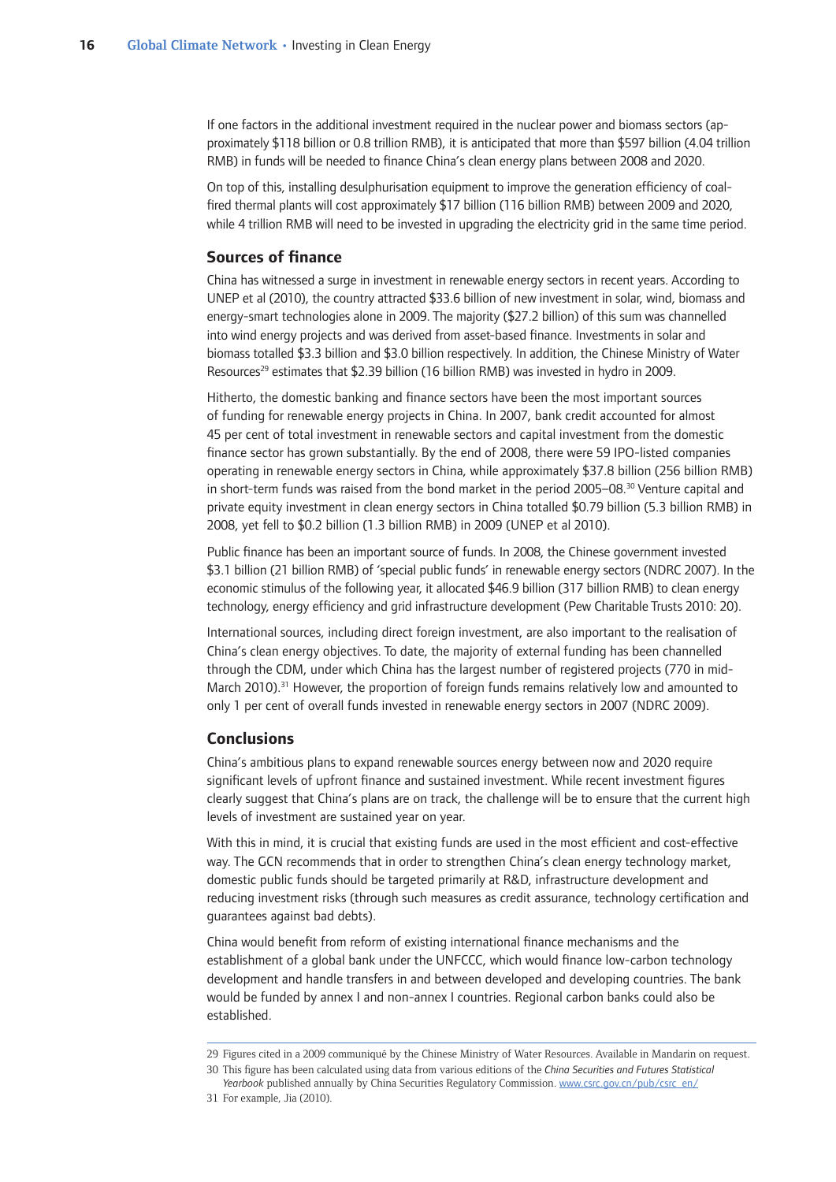If one factors in the additional investment required in the nuclear power and biomass sectors (approximately $118 billion or 0.8 trillion RMB), it is anticipated that more than $597 billion (4.04 trillion RMB) in funds will be needed to finance China's clean energy plans between 2008 and 2020.

On top of this, installing desulphurisation equipment to improve the generation efficiency of coal-fired thermal plants will cost approximately $17 billion (116 billion RMB) between 2009 and 2020, while 4 trillion RMB will need to be invested in upgrading the electricity grid in the same time period.

## Sources of finance

China has witnessed a surge in investment in renewable energy sectors in recent years. According to UNEP et al (2010), the country attracted $33.6 billion of new investment in solar, wind, biomass and energy-smart technologies alone in 2009. The majority ($27.2 billion) of this sum was channelled into wind energy projects and was derived from asset-based finance. Investments in solar and biomass totalled $3.3 billion and $3.0 billion respectively. In addition, the Chinese Ministry of Water Resources[29] estimates that $2.39 billion (16 billion RMB) was invested in hydro in 2009.

Hitherto, the domestic banking and finance sectors have been the most important sources of funding for renewable energy projects in China. In 2007, bank credit accounted for almost 45 per cent of total investment in renewable sectors and capital investment from the domestic finance sector has grown substantially. By the end of 2008, there were 59 IPO-listed companies operating in renewable energy sectors in China, while approximately $37.8 billion (256 billion RMB) in short-term funds was raised from the bond market in the period 2005–08.[30] Venture capital and private equity investment in clean energy sectors in China totalled $0.79 billion (5.3 billion RMB) in 2008, yet fell to $0.2 billion (1.3 billion RMB) in 2009 (UNEP et al 2010).

Public finance has been an important source of funds. In 2008, the Chinese government invested $3.1 billion (21 billion RMB) of 'special public funds' in renewable energy sectors (NDRC 2007). In the economic stimulus of the following year, it allocated $46.9 billion (317 billion RMB) to clean energy technology, energy efficiency and grid infrastructure development (Pew Charitable Trusts 2010: 20).

International sources, including direct foreign investment, are also important to the realisation of China's clean energy objectives. To date, the majority of external funding has been channelled through the CDM, under which China has the largest number of registered projects (770 in mid-March 2010).[31] However, the proportion of foreign funds remains relatively low and amounted to only 1 per cent of overall funds invested in renewable energy sectors in 2007 (NDRC 2009).

## Conclusions

China's ambitious plans to expand renewable sources energy between now and 2020 require significant levels of upfront finance and sustained investment. While recent investment figures clearly suggest that China's plans are on track, the challenge will be to ensure that the current high levels of investment are sustained year on year.

With this in mind, it is crucial that existing funds are used in the most efficient and cost-effective way. The GCN recommends that in order to strengthen China's clean energy technology market, domestic public funds should be targeted primarily at R&D, infrastructure development and reducing investment risks (through such measures as credit assurance, technology certification and guarantees against bad debts).

China would benefit from reform of existing international finance mechanisms and the establishment of a global bank under the UNFCCC, which would finance low-carbon technology development and handle transfers in and between developed and developing countries. The bank would be funded by annex I and non-annex I countries. Regional carbon banks could also be established.

---

29 Figures cited in a 2009 communiqué by the Chinese Ministry of Water Resources. Available in Mandarin on request.

30 This figure has been calculated using data from various editions of the *China Securities and Futures Statistical Yearbook* published annually by China Securities Regulatory Commission. www.csrc.gov.cn/pub/csrc_en/

31 For example, Jia (2010).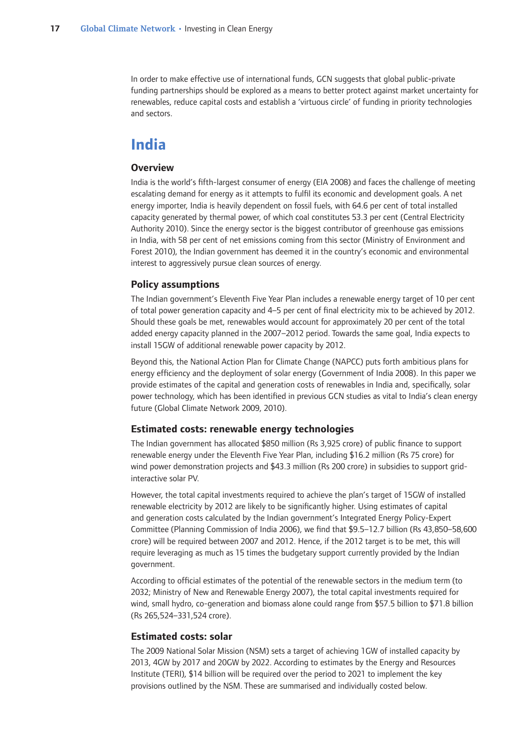In order to make effective use of international funds, GCN suggests that global public-private funding partnerships should be explored as a means to better protect against market uncertainty for renewables, reduce capital costs and establish a 'virtuous circle' of funding in priority technologies and sectors.

# India

## Overview

India is the world's fifth-largest consumer of energy (EIA 2008) and faces the challenge of meeting escalating demand for energy as it attempts to fulfil its economic and development goals. A net energy importer, India is heavily dependent on fossil fuels, with 64.6 per cent of total installed capacity generated by thermal power, of which coal constitutes 53.3 per cent (Central Electricity Authority 2010). Since the energy sector is the biggest contributor of greenhouse gas emissions in India, with 58 per cent of net emissions coming from this sector (Ministry of Environment and Forest 2010), the Indian government has deemed it in the country's economic and environmental interest to aggressively pursue clean sources of energy.

## Policy assumptions

The Indian government's Eleventh Five Year Plan includes a renewable energy target of 10 per cent of total power generation capacity and 4–5 per cent of final electricity mix to be achieved by 2012. Should these goals be met, renewables would account for approximately 20 per cent of the total added energy capacity planned in the 2007–2012 period. Towards the same goal, India expects to install 15GW of additional renewable power capacity by 2012.

Beyond this, the National Action Plan for Climate Change (NAPCC) puts forth ambitious plans for energy efficiency and the deployment of solar energy (Government of India 2008). In this paper we provide estimates of the capital and generation costs of renewables in India and, specifically, solar power technology, which has been identified in previous GCN studies as vital to India's clean energy future (Global Climate Network 2009, 2010).

## Estimated costs: renewable energy technologies

The Indian government has allocated $850 million (Rs 3,925 crore) of public finance to support renewable energy under the Eleventh Five Year Plan, including $16.2 million (Rs 75 crore) for wind power demonstration projects and $43.3 million (Rs 200 crore) in subsidies to support grid-interactive solar PV.

However, the total capital investments required to achieve the plan's target of 15GW of installed renewable electricity by 2012 are likely to be significantly higher. Using estimates of capital and generation costs calculated by the Indian government's Integrated Energy Policy-Expert Committee (Planning Commission of India 2006), we find that $9.5–12.7 billion (Rs 43,850–58,600 crore) will be required between 2007 and 2012. Hence, if the 2012 target is to be met, this will require leveraging as much as 15 times the budgetary support currently provided by the Indian government.

According to official estimates of the potential of the renewable sectors in the medium term (to 2032; Ministry of New and Renewable Energy 2007), the total capital investments required for wind, small hydro, co-generation and biomass alone could range from $57.5 billion to $71.8 billion (Rs 265,524–331,524 crore).

## Estimated costs: solar

The 2009 National Solar Mission (NSM) sets a target of achieving 1GW of installed capacity by 2013, 4GW by 2017 and 20GW by 2022. According to estimates by the Energy and Resources Institute (TERI), $14 billion will be required over the period to 2021 to implement the key provisions outlined by the NSM. These are summarised and individually costed below.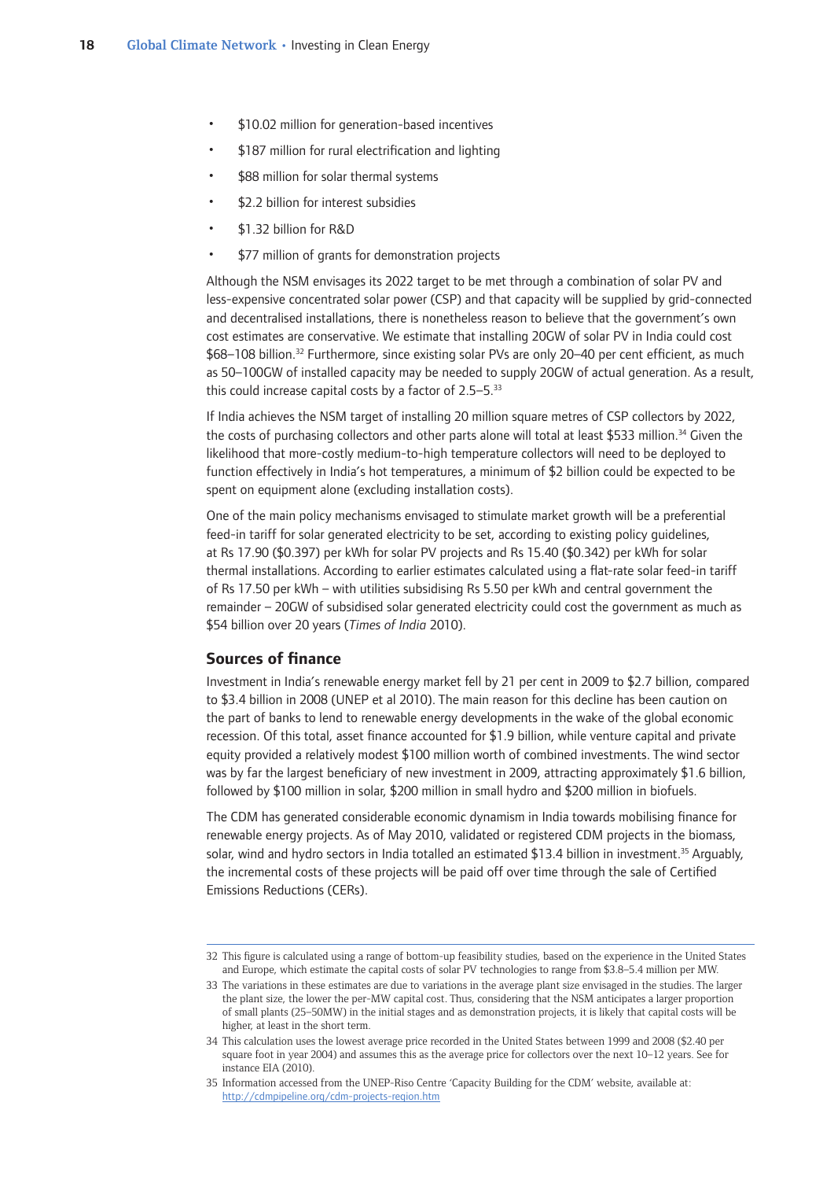- $10.02 million for generation-based incentives
- $187 million for rural electrification and lighting
- $88 million for solar thermal systems
- $2.2 billion for interest subsidies
- $1.32 billion for R&D
- $77 million of grants for demonstration projects

Although the NSM envisages its 2022 target to be met through a combination of solar PV and less-expensive concentrated solar power (CSP) and that capacity will be supplied by grid-connected and decentralised installations, there is nonetheless reason to believe that the government's own cost estimates are conservative. We estimate that installing 20GW of solar PV in India could cost $68–108 billion.[32] Furthermore, since existing solar PVs are only 20–40 per cent efficient, as much as 50–100GW of installed capacity may be needed to supply 20GW of actual generation. As a result, this could increase capital costs by a factor of 2.5–5.[33]

If India achieves the NSM target of installing 20 million square metres of CSP collectors by 2022, the costs of purchasing collectors and other parts alone will total at least $533 million.[34] Given the likelihood that more-costly medium-to-high temperature collectors will need to be deployed to function effectively in India's hot temperatures, a minimum of $2 billion could be expected to be spent on equipment alone (excluding installation costs).

One of the main policy mechanisms envisaged to stimulate market growth will be a preferential feed-in tariff for solar generated electricity to be set, according to existing policy guidelines, at Rs 17.90 ($0.397) per kWh for solar PV projects and Rs 15.40 ($0.342) per kWh for solar thermal installations. According to earlier estimates calculated using a flat-rate solar feed-in tariff of Rs 17.50 per kWh – with utilities subsidising Rs 5.50 per kWh and central government the remainder – 20GW of subsidised solar generated electricity could cost the government as much as $54 billion over 20 years (*Times of India* 2010).

### Sources of finance

Investment in India's renewable energy market fell by 21 per cent in 2009 to $2.7 billion, compared to $3.4 billion in 2008 (UNEP et al 2010). The main reason for this decline has been caution on the part of banks to lend to renewable energy developments in the wake of the global economic recession. Of this total, asset finance accounted for $1.9 billion, while venture capital and private equity provided a relatively modest $100 million worth of combined investments. The wind sector was by far the largest beneficiary of new investment in 2009, attracting approximately $1.6 billion, followed by $100 million in solar, $200 million in small hydro and $200 million in biofuels.

The CDM has generated considerable economic dynamism in India towards mobilising finance for renewable energy projects. As of May 2010, validated or registered CDM projects in the biomass, solar, wind and hydro sectors in India totalled an estimated $13.4 billion in investment.[35] Arguably, the incremental costs of these projects will be paid off over time through the sale of Certified Emissions Reductions (CERs).

---

32 This figure is calculated using a range of bottom-up feasibility studies, based on the experience in the United States and Europe, which estimate the capital costs of solar PV technologies to range from $3.8–5.4 million per MW.

33 The variations in these estimates are due to variations in the average plant size envisaged in the studies. The larger the plant size, the lower the per-MW capital cost. Thus, considering that the NSM anticipates a larger proportion of small plants (25–50MW) in the initial stages and as demonstration projects, it is likely that capital costs will be higher, at least in the short term.

34 This calculation uses the lowest average price recorded in the United States between 1999 and 2008 ($2.40 per square foot in year 2004) and assumes this as the average price for collectors over the next 10–12 years. See for instance EIA (2010).

35 Information accessed from the UNEP-Riso Centre 'Capacity Building for the CDM' website, available at: http://cdmpipeline.org/cdm-projects-region.htm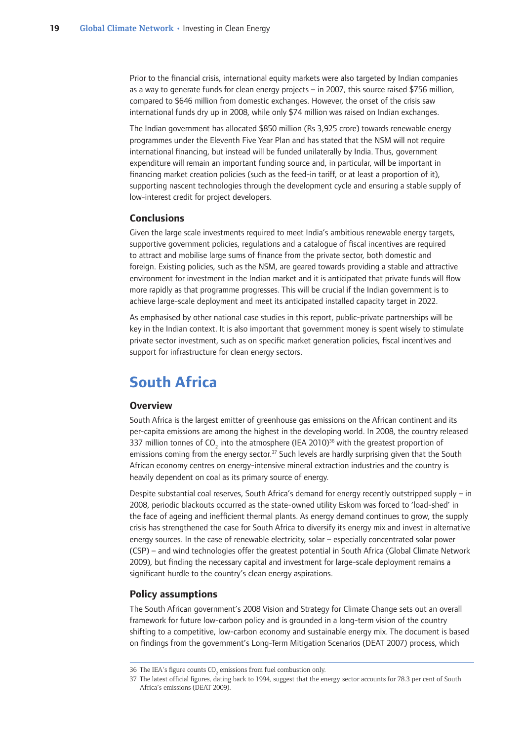Prior to the financial crisis, international equity markets were also targeted by Indian companies as a way to generate funds for clean energy projects – in 2007, this source raised $756 million, compared to $646 million from domestic exchanges. However, the onset of the crisis saw international funds dry up in 2008, while only $74 million was raised on Indian exchanges.

The Indian government has allocated $850 million (Rs 3,925 crore) towards renewable energy programmes under the Eleventh Five Year Plan and has stated that the NSM will not require international financing, but instead will be funded unilaterally by India. Thus, government expenditure will remain an important funding source and, in particular, will be important in financing market creation policies (such as the feed-in tariff, or at least a proportion of it), supporting nascent technologies through the development cycle and ensuring a stable supply of low-interest credit for project developers.

### Conclusions

Given the large scale investments required to meet India's ambitious renewable energy targets, supportive government policies, regulations and a catalogue of fiscal incentives are required to attract and mobilise large sums of finance from the private sector, both domestic and foreign. Existing policies, such as the NSM, are geared towards providing a stable and attractive environment for investment in the Indian market and it is anticipated that private funds will flow more rapidly as that programme progresses. This will be crucial if the Indian government is to achieve large-scale deployment and meet its anticipated installed capacity target in 2022.

As emphasised by other national case studies in this report, public-private partnerships will be key in the Indian context. It is also important that government money is spent wisely to stimulate private sector investment, such as on specific market generation policies, fiscal incentives and support for infrastructure for clean energy sectors.

## South Africa

### Overview

South Africa is the largest emitter of greenhouse gas emissions on the African continent and its per-capita emissions are among the highest in the developing world. In 2008, the country released 337 million tonnes of $CO_2$ into the atmosphere (IEA 2010)[36] with the greatest proportion of emissions coming from the energy sector.[37] Such levels are hardly surprising given that the South African economy centres on energy-intensive mineral extraction industries and the country is heavily dependent on coal as its primary source of energy.

Despite substantial coal reserves, South Africa's demand for energy recently outstripped supply – in 2008, periodic blackouts occurred as the state-owned utility Eskom was forced to 'load-shed' in the face of ageing and inefficient thermal plants. As energy demand continues to grow, the supply crisis has strengthened the case for South Africa to diversify its energy mix and invest in alternative energy sources. In the case of renewable electricity, solar – especially concentrated solar power (CSP) – and wind technologies offer the greatest potential in South Africa (Global Climate Network 2009), but finding the necessary capital and investment for large-scale deployment remains a significant hurdle to the country's clean energy aspirations.

### Policy assumptions

The South African government's 2008 Vision and Strategy for Climate Change sets out an overall framework for future low-carbon policy and is grounded in a long-term vision of the country shifting to a competitive, low-carbon economy and sustainable energy mix. The document is based on findings from the government's Long-Term Mitigation Scenarios (DEAT 2007) process, which

---

36 The IEA's figure counts $CO_2$ emissions from fuel combustion only.

37 The latest official figures, dating back to 1994, suggest that the energy sector accounts for 78.3 per cent of South Africa's emissions (DEAT 2009).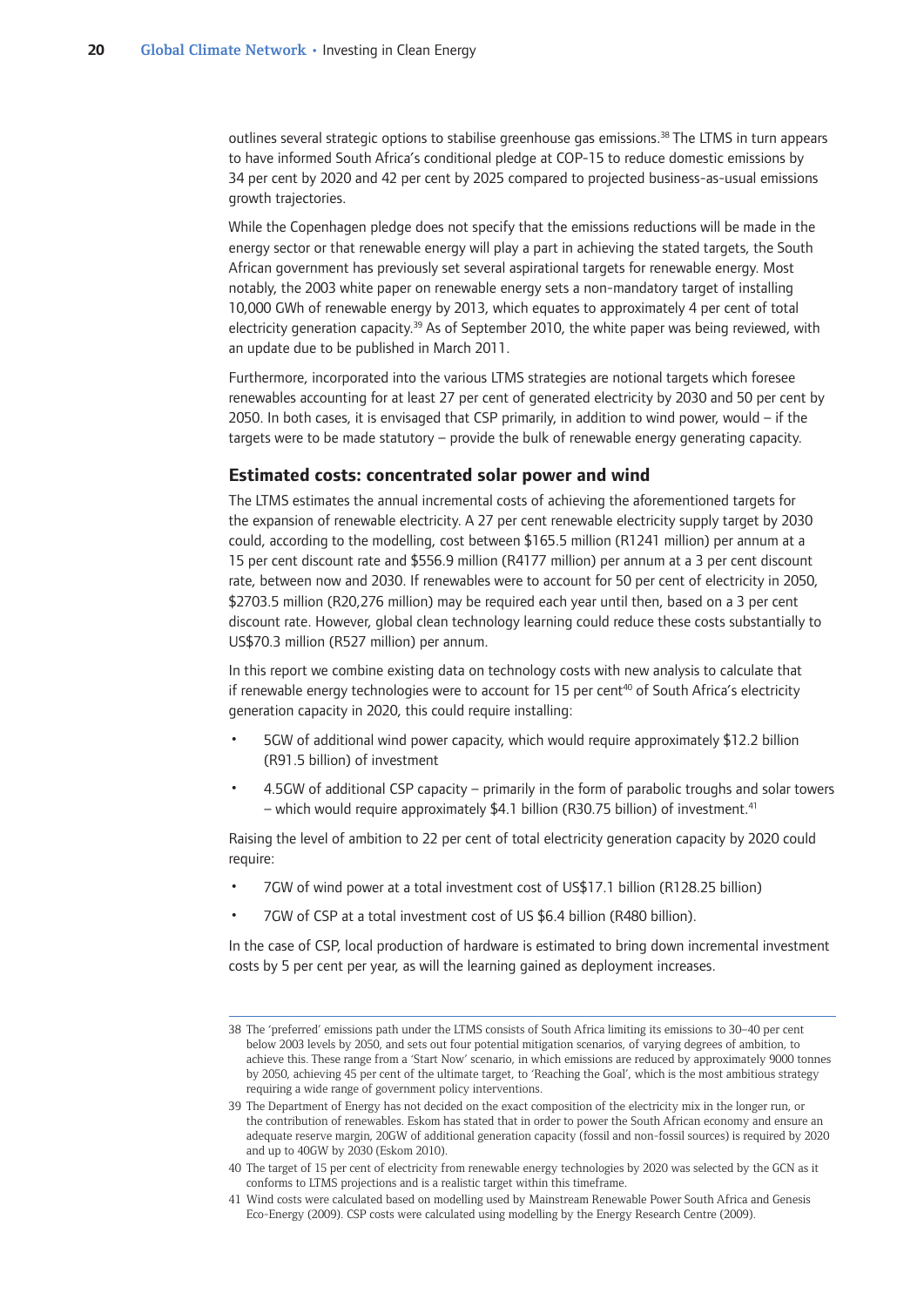outlines several strategic options to stabilise greenhouse gas emissions.[38] The LTMS in turn appears to have informed South Africa's conditional pledge at COP-15 to reduce domestic emissions by 34 per cent by 2020 and 42 per cent by 2025 compared to projected business-as-usual emissions growth trajectories.

While the Copenhagen pledge does not specify that the emissions reductions will be made in the energy sector or that renewable energy will play a part in achieving the stated targets, the South African government has previously set several aspirational targets for renewable energy. Most notably, the 2003 white paper on renewable energy sets a non-mandatory target of installing 10,000 GWh of renewable energy by 2013, which equates to approximately 4 per cent of total electricity generation capacity.[39] As of September 2010, the white paper was being reviewed, with an update due to be published in March 2011.

Furthermore, incorporated into the various LTMS strategies are notional targets which foresee renewables accounting for at least 27 per cent of generated electricity by 2030 and 50 per cent by 2050. In both cases, it is envisaged that CSP primarily, in addition to wind power, would – if the targets were to be made statutory – provide the bulk of renewable energy generating capacity.

### Estimated costs: concentrated solar power and wind

The LTMS estimates the annual incremental costs of achieving the aforementioned targets for the expansion of renewable electricity. A 27 per cent renewable electricity supply target by 2030 could, according to the modelling, cost between $165.5 million (R1241 million) per annum at a 15 per cent discount rate and $556.9 million (R4177 million) per annum at a 3 per cent discount rate, between now and 2030. If renewables were to account for 50 per cent of electricity in 2050, $2703.5 million (R20,276 million) may be required each year until then, based on a 3 per cent discount rate. However, global clean technology learning could reduce these costs substantially to US$70.3 million (R527 million) per annum.

In this report we combine existing data on technology costs with new analysis to calculate that if renewable energy technologies were to account for 15 per cent[40] of South Africa's electricity generation capacity in 2020, this could require installing:

- 5GW of additional wind power capacity, which would require approximately $12.2 billion (R91.5 billion) of investment
- 4.5GW of additional CSP capacity – primarily in the form of parabolic troughs and solar towers – which would require approximately $4.1 billion (R30.75 billion) of investment.[41]

Raising the level of ambition to 22 per cent of total electricity generation capacity by 2020 could require:

- 7GW of wind power at a total investment cost of US$17.1 billion (R128.25 billion)
- 7GW of CSP at a total investment cost of US $6.4 billion (R480 billion).

In the case of CSP, local production of hardware is estimated to bring down incremental investment costs by 5 per cent per year, as will the learning gained as deployment increases.

---

38 The 'preferred' emissions path under the LTMS consists of South Africa limiting its emissions to 30–40 per cent below 2003 levels by 2050, and sets out four potential mitigation scenarios, of varying degrees of ambition, to achieve this. These range from a 'Start Now' scenario, in which emissions are reduced by approximately 9000 tonnes by 2050, achieving 45 per cent of the ultimate target, to 'Reaching the Goal', which is the most ambitious strategy requiring a wide range of government policy interventions.

39 The Department of Energy has not decided on the exact composition of the electricity mix in the longer run, or the contribution of renewables. Eskom has stated that in order to power the South African economy and ensure an adequate reserve margin, 20GW of additional generation capacity (fossil and non-fossil sources) is required by 2020 and up to 40GW by 2030 (Eskom 2010).

40 The target of 15 per cent of electricity from renewable energy technologies by 2020 was selected by the GCN as it conforms to LTMS projections and is a realistic target within this timeframe.

41 Wind costs were calculated based on modelling used by Mainstream Renewable Power South Africa and Genesis Eco-Energy (2009). CSP costs were calculated using modelling by the Energy Research Centre (2009).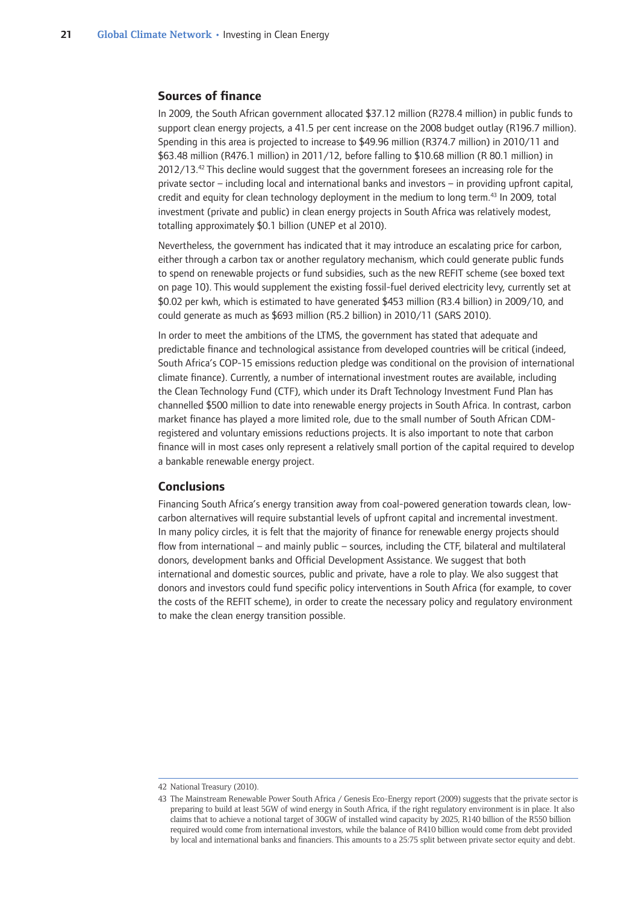## Sources of finance

In 2009, the South African government allocated $37.12 million (R278.4 million) in public funds to support clean energy projects, a 41.5 per cent increase on the 2008 budget outlay (R196.7 million). Spending in this area is projected to increase to $49.96 million (R374.7 million) in 2010/11 and $63.48 million (R476.1 million) in 2011/12, before falling to $10.68 million (R 80.1 million) in 2012/13.[42] This decline would suggest that the government foresees an increasing role for the private sector – including local and international banks and investors – in providing upfront capital, credit and equity for clean technology deployment in the medium to long term.[43] In 2009, total investment (private and public) in clean energy projects in South Africa was relatively modest, totalling approximately $0.1 billion (UNEP et al 2010).

Nevertheless, the government has indicated that it may introduce an escalating price for carbon, either through a carbon tax or another regulatory mechanism, which could generate public funds to spend on renewable projects or fund subsidies, such as the new REFIT scheme (see boxed text on page 10). This would supplement the existing fossil-fuel derived electricity levy, currently set at $0.02 per kwh, which is estimated to have generated $453 million (R3.4 billion) in 2009/10, and could generate as much as $693 million (R5.2 billion) in 2010/11 (SARS 2010).

In order to meet the ambitions of the LTMS, the government has stated that adequate and predictable finance and technological assistance from developed countries will be critical (indeed, South Africa's COP-15 emissions reduction pledge was conditional on the provision of international climate finance). Currently, a number of international investment routes are available, including the Clean Technology Fund (CTF), which under its Draft Technology Investment Fund Plan has channelled $500 million to date into renewable energy projects in South Africa. In contrast, carbon market finance has played a more limited role, due to the small number of South African CDM-registered and voluntary emissions reductions projects. It is also important to note that carbon finance will in most cases only represent a relatively small portion of the capital required to develop a bankable renewable energy project.

## Conclusions

Financing South Africa's energy transition away from coal-powered generation towards clean, low-carbon alternatives will require substantial levels of upfront capital and incremental investment. In many policy circles, it is felt that the majority of finance for renewable energy projects should flow from international – and mainly public – sources, including the CTF, bilateral and multilateral donors, development banks and Official Development Assistance. We suggest that both international and domestic sources, public and private, have a role to play. We also suggest that donors and investors could fund specific policy interventions in South Africa (for example, to cover the costs of the REFIT scheme), in order to create the necessary policy and regulatory environment to make the clean energy transition possible.

---

42 National Treasury (2010).

43 The Mainstream Renewable Power South Africa / Genesis Eco-Energy report (2009) suggests that the private sector is preparing to build at least 5GW of wind energy in South Africa, if the right regulatory environment is in place. It also claims that to achieve a notional target of 30GW of installed wind capacity by 2025, R140 billion of the R550 billion required would come from international investors, while the balance of R410 billion would come from debt provided by local and international banks and financiers. This amounts to a 25:75 split between private sector equity and debt.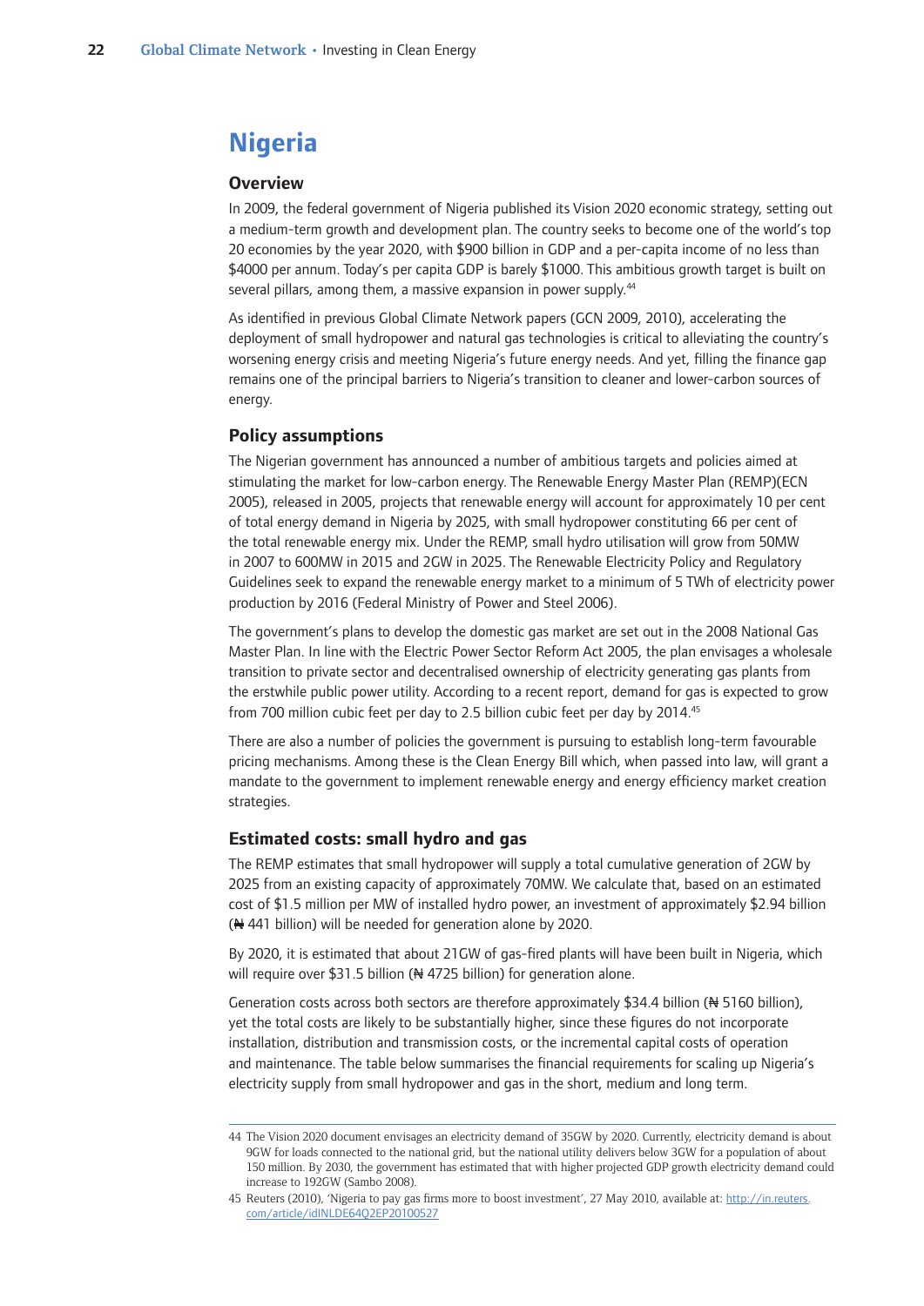# Nigeria

## Overview

In 2009, the federal government of Nigeria published its Vision 2020 economic strategy, setting out a medium-term growth and development plan. The country seeks to become one of the world's top 20 economies by the year 2020, with $900 billion in GDP and a per-capita income of no less than $4000 per annum. Today's per capita GDP is barely $1000. This ambitious growth target is built on several pillars, among them, a massive expansion in power supply.[44]

As identified in previous Global Climate Network papers (GCN 2009, 2010), accelerating the deployment of small hydropower and natural gas technologies is critical to alleviating the country's worsening energy crisis and meeting Nigeria's future energy needs. And yet, filling the finance gap remains one of the principal barriers to Nigeria's transition to cleaner and lower-carbon sources of energy.

## Policy assumptions

The Nigerian government has announced a number of ambitious targets and policies aimed at stimulating the market for low-carbon energy. The Renewable Energy Master Plan (REMP)(ECN 2005), released in 2005, projects that renewable energy will account for approximately 10 per cent of total energy demand in Nigeria by 2025, with small hydropower constituting 66 per cent of the total renewable energy mix. Under the REMP, small hydro utilisation will grow from 50MW in 2007 to 600MW in 2015 and 2GW in 2025. The Renewable Electricity Policy and Regulatory Guidelines seek to expand the renewable energy market to a minimum of 5 TWh of electricity power production by 2016 (Federal Ministry of Power and Steel 2006).

The government's plans to develop the domestic gas market are set out in the 2008 National Gas Master Plan. In line with the Electric Power Sector Reform Act 2005, the plan envisages a wholesale transition to private sector and decentralised ownership of electricity generating gas plants from the erstwhile public power utility. According to a recent report, demand for gas is expected to grow from 700 million cubic feet per day to 2.5 billion cubic feet per day by 2014.[45]

There are also a number of policies the government is pursuing to establish long-term favourable pricing mechanisms. Among these is the Clean Energy Bill which, when passed into law, will grant a mandate to the government to implement renewable energy and energy efficiency market creation strategies.

## Estimated costs: small hydro and gas

The REMP estimates that small hydropower will supply a total cumulative generation of 2GW by 2025 from an existing capacity of approximately 70MW. We calculate that, based on an estimated cost of $1.5 million per MW of installed hydro power, an investment of approximately $2.94 billion (₦ 441 billion) will be needed for generation alone by 2020.

By 2020, it is estimated that about 21GW of gas-fired plants will have been built in Nigeria, which will require over $31.5 billion (₦ 4725 billion) for generation alone.

Generation costs across both sectors are therefore approximately $34.4 billion (₦ 5160 billion), yet the total costs are likely to be substantially higher, since these figures do not incorporate installation, distribution and transmission costs, or the incremental capital costs of operation and maintenance. The table below summarises the financial requirements for scaling up Nigeria's electricity supply from small hydropower and gas in the short, medium and long term.

---

44 The Vision 2020 document envisages an electricity demand of 35GW by 2020. Currently, electricity demand is about 9GW for loads connected to the national grid, but the national utility delivers below 3GW for a population of about 150 million. By 2030, the government has estimated that with higher projected GDP growth electricity demand could increase to 192GW (Sambo 2008).

45 Reuters (2010), 'Nigeria to pay gas firms more to boost investment', 27 May 2010, available at: http://in.reuters.com/article/idINLDE64Q2EP20100527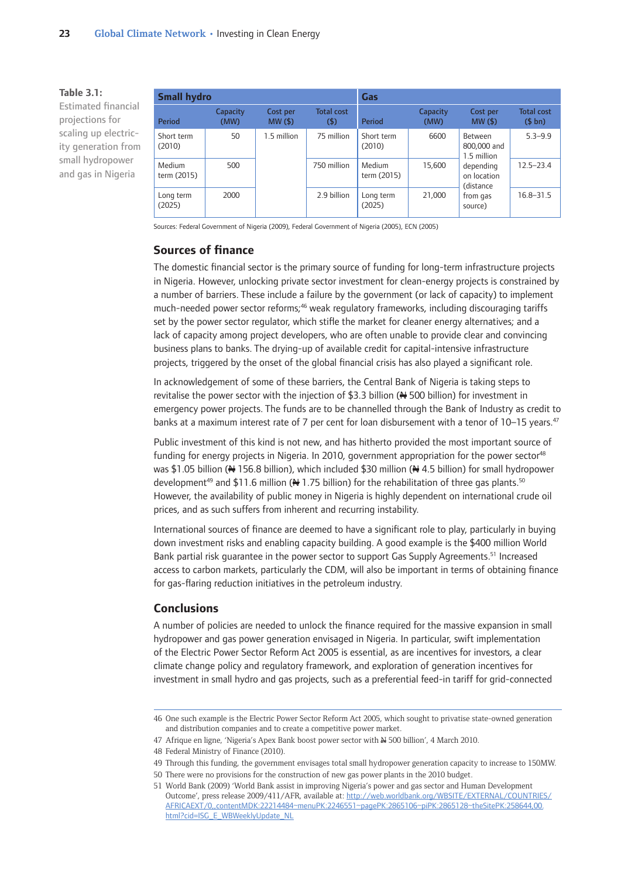**Table 3.1:** Estimated financial projections for scaling up electricity generation from small hydropower and gas in Nigeria

| Small hydro | | | | Gas | | | |
|---|---|---|---|---|---|---|---|
| Period | Capacity (MW) | Cost per MW ($) | Total cost ($) | Period | Capacity (MW) | Cost per MW ($) | Total cost ($ bn) |
| Short term (2010) | 50 | 1.5 million | 75 million | Short term (2010) | 6600 | Between 800,000 and 1.5 million depending on location (distance from gas source) | 5.3–9.9 |
| Medium term (2015) | 500 | | 750 million | Medium term (2015) | 15,600 | | 12.5–23.4 |
| Long term (2025) | 2000 | | 2.9 billion | Long term (2025) | 21,000 | | 16.8–31.5 |

Sources: Federal Government of Nigeria (2009), Federal Government of Nigeria (2005), ECN (2005)

## Sources of finance

The domestic financial sector is the primary source of funding for long-term infrastructure projects in Nigeria. However, unlocking private sector investment for clean-energy projects is constrained by a number of barriers. These include a failure by the government (or lack of capacity) to implement much-needed power sector reforms;[46] weak regulatory frameworks, including discouraging tariffs set by the power sector regulator, which stifle the market for cleaner energy alternatives; and a lack of capacity among project developers, who are often unable to provide clear and convincing business plans to banks. The drying-up of available credit for capital-intensive infrastructure projects, triggered by the onset of the global financial crisis has also played a significant role.

In acknowledgement of some of these barriers, the Central Bank of Nigeria is taking steps to revitalise the power sector with the injection of $3.3 billion (₦ 500 billion) for investment in emergency power projects. The funds are to be channelled through the Bank of Industry as credit to banks at a maximum interest rate of 7 per cent for loan disbursement with a tenor of 10–15 years.[47]

Public investment of this kind is not new, and has hitherto provided the most important source of funding for energy projects in Nigeria. In 2010, government appropriation for the power sector[48] was $1.05 billion (₦ 156.8 billion), which included $30 million (₦ 4.5 billion) for small hydropower development[49] and $11.6 million (₦ 1.75 billion) for the rehabilitation of three gas plants.[50] However, the availability of public money in Nigeria is highly dependent on international crude oil prices, and as such suffers from inherent and recurring instability.

International sources of finance are deemed to have a significant role to play, particularly in buying down investment risks and enabling capacity building. A good example is the $400 million World Bank partial risk guarantee in the power sector to support Gas Supply Agreements.[51] Increased access to carbon markets, particularly the CDM, will also be important in terms of obtaining finance for gas-flaring reduction initiatives in the petroleum industry.

## Conclusions

A number of policies are needed to unlock the finance required for the massive expansion in small hydropower and gas power generation envisaged in Nigeria. In particular, swift implementation of the Electric Power Sector Reform Act 2005 is essential, as are incentives for investors, a clear climate change policy and regulatory framework, and exploration of generation incentives for investment in small hydro and gas projects, such as a preferential feed-in tariff for grid-connected

---

46 One such example is the Electric Power Sector Reform Act 2005, which sought to privatise state-owned generation and distribution companies and to create a competitive power market.

47 Afrique en ligne, 'Nigeria's Apex Bank boost power sector with ₦ 500 billion', 4 March 2010.

48 Federal Ministry of Finance (2010).

49 Through this funding, the government envisages total small hydropower generation capacity to increase to 150MW.

50 There were no provisions for the construction of new gas power plants in the 2010 budget.

51 World Bank (2009) 'World Bank assist in improving Nigeria's power and gas sector and Human Development Outcome', press release 2009/411/AFR, available at: http://web.worldbank.org/WBSITE/EXTERNAL/COUNTRIES/AFRICAEXT/0,,contentMDK:22214484~menuPK:2246551~pagePK:2865106~piPK:2865128~theSitePK:258644,00.html?cid=ISG_E_WBWeeklyUpdate_NL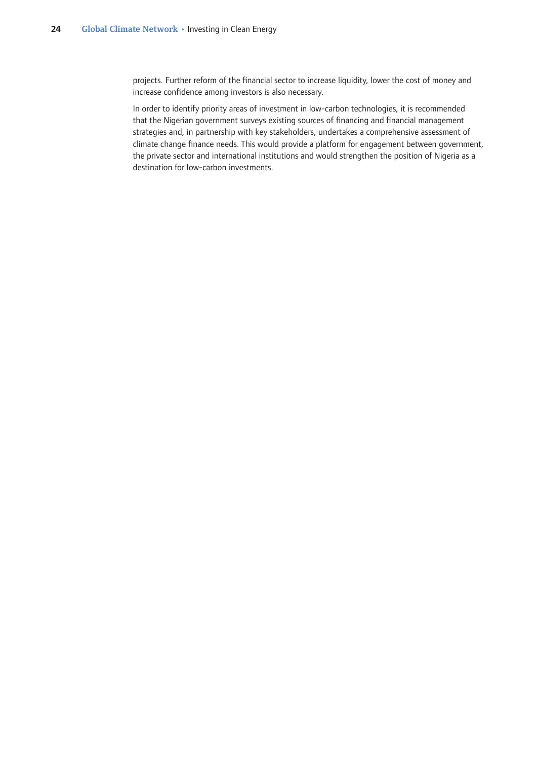projects. Further reform of the financial sector to increase liquidity, lower the cost of money and increase confidence among investors is also necessary.

In order to identify priority areas of investment in low-carbon technologies, it is recommended that the Nigerian government surveys existing sources of financing and financial management strategies and, in partnership with key stakeholders, undertakes a comprehensive assessment of climate change finance needs. This would provide a platform for engagement between government, the private sector and international institutions and would strengthen the position of Nigeria as a destination for low-carbon investments.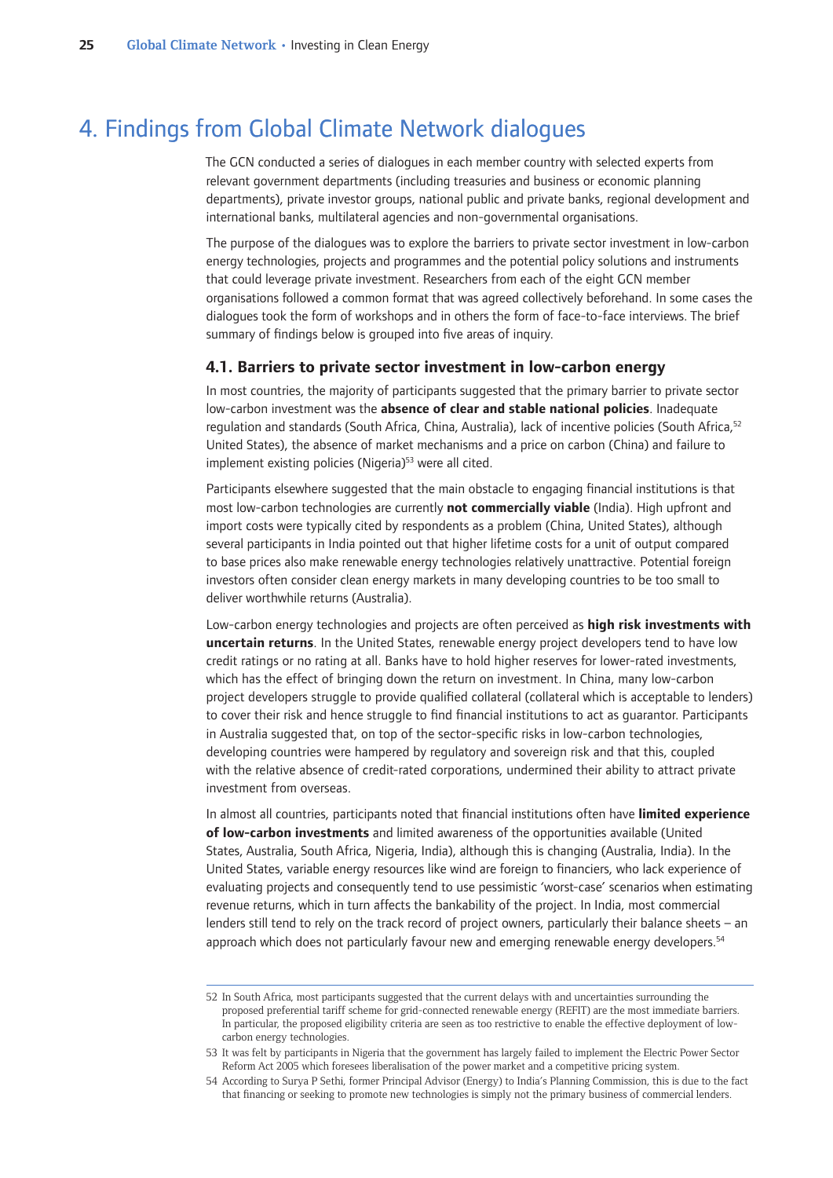# 4. Findings from Global Climate Network dialogues

The GCN conducted a series of dialogues in each member country with selected experts from relevant government departments (including treasuries and business or economic planning departments), private investor groups, national public and private banks, regional development and international banks, multilateral agencies and non-governmental organisations.

The purpose of the dialogues was to explore the barriers to private sector investment in low-carbon energy technologies, projects and programmes and the potential policy solutions and instruments that could leverage private investment. Researchers from each of the eight GCN member organisations followed a common format that was agreed collectively beforehand. In some cases the dialogues took the form of workshops and in others the form of face-to-face interviews. The brief summary of findings below is grouped into five areas of inquiry.

## 4.1. Barriers to private sector investment in low-carbon energy

In most countries, the majority of participants suggested that the primary barrier to private sector low-carbon investment was the **absence of clear and stable national policies**. Inadequate regulation and standards (South Africa, China, Australia), lack of incentive policies (South Africa,[52] United States), the absence of market mechanisms and a price on carbon (China) and failure to implement existing policies (Nigeria)[53] were all cited.

Participants elsewhere suggested that the main obstacle to engaging financial institutions is that most low-carbon technologies are currently **not commercially viable** (India). High upfront and import costs were typically cited by respondents as a problem (China, United States), although several participants in India pointed out that higher lifetime costs for a unit of output compared to base prices also make renewable energy technologies relatively unattractive. Potential foreign investors often consider clean energy markets in many developing countries to be too small to deliver worthwhile returns (Australia).

Low-carbon energy technologies and projects are often perceived as **high risk investments with uncertain returns**. In the United States, renewable energy project developers tend to have low credit ratings or no rating at all. Banks have to hold higher reserves for lower-rated investments, which has the effect of bringing down the return on investment. In China, many low-carbon project developers struggle to provide qualified collateral (collateral which is acceptable to lenders) to cover their risk and hence struggle to find financial institutions to act as guarantor. Participants in Australia suggested that, on top of the sector-specific risks in low-carbon technologies, developing countries were hampered by regulatory and sovereign risk and that this, coupled with the relative absence of credit-rated corporations, undermined their ability to attract private investment from overseas.

In almost all countries, participants noted that financial institutions often have **limited experience of low-carbon investments** and limited awareness of the opportunities available (United States, Australia, South Africa, Nigeria, India), although this is changing (Australia, India). In the United States, variable energy resources like wind are foreign to financiers, who lack experience of evaluating projects and consequently tend to use pessimistic 'worst-case' scenarios when estimating revenue returns, which in turn affects the bankability of the project. In India, most commercial lenders still tend to rely on the track record of project owners, particularly their balance sheets – an approach which does not particularly favour new and emerging renewable energy developers.[54]

---

52 In South Africa, most participants suggested that the current delays with and uncertainties surrounding the proposed preferential tariff scheme for grid-connected renewable energy (REFIT) are the most immediate barriers. In particular, the proposed eligibility criteria are seen as too restrictive to enable the effective deployment of low-carbon energy technologies.

53 It was felt by participants in Nigeria that the government has largely failed to implement the Electric Power Sector Reform Act 2005 which foresees liberalisation of the power market and a competitive pricing system.

54 According to Surya P Sethi, former Principal Advisor (Energy) to India's Planning Commission, this is due to the fact that financing or seeking to promote new technologies is simply not the primary business of commercial lenders.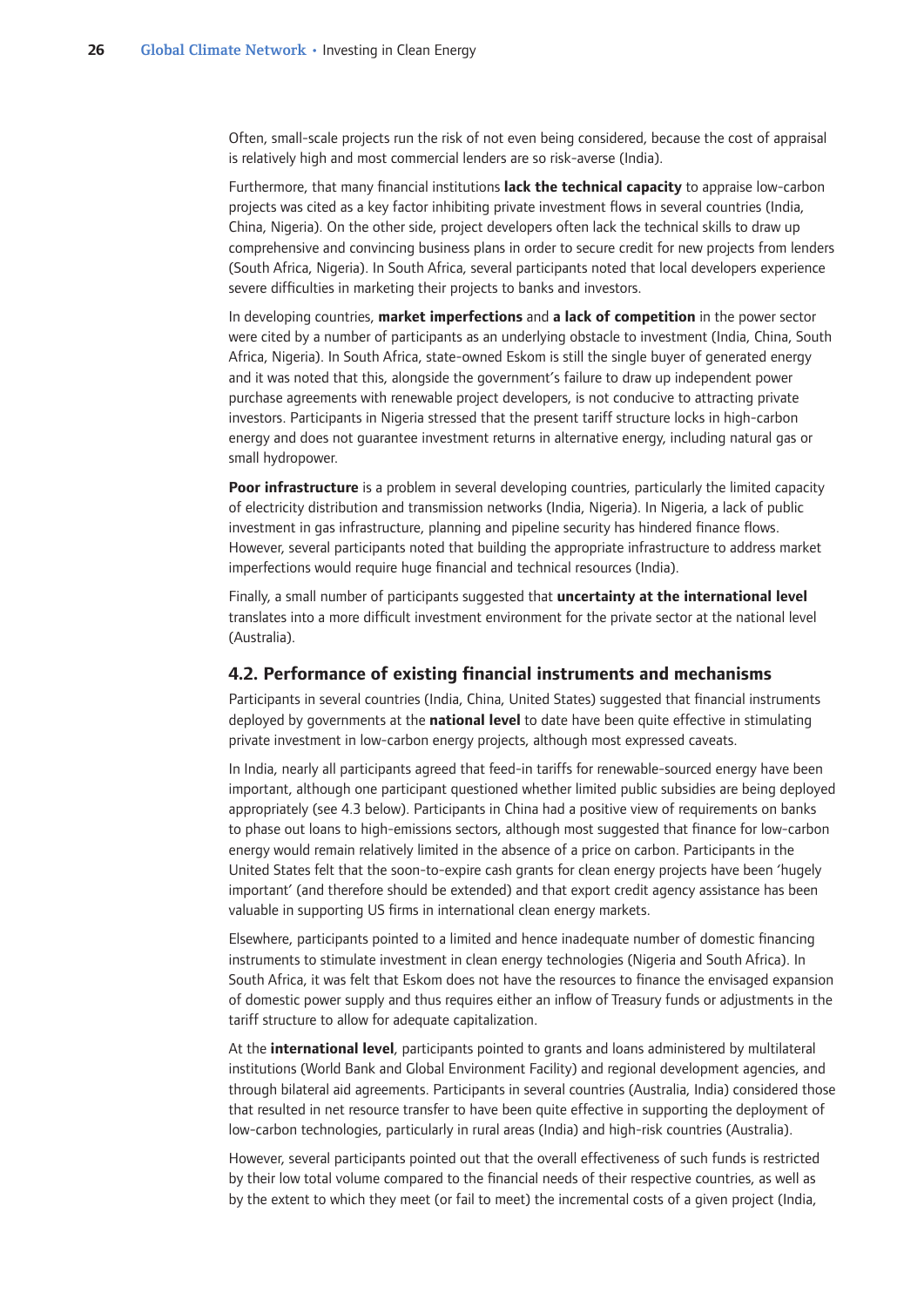Often, small-scale projects run the risk of not even being considered, because the cost of appraisal is relatively high and most commercial lenders are so risk-averse (India).

Furthermore, that many financial institutions **lack the technical capacity** to appraise low-carbon projects was cited as a key factor inhibiting private investment flows in several countries (India, China, Nigeria). On the other side, project developers often lack the technical skills to draw up comprehensive and convincing business plans in order to secure credit for new projects from lenders (South Africa, Nigeria). In South Africa, several participants noted that local developers experience severe difficulties in marketing their projects to banks and investors.

In developing countries, **market imperfections** and **a lack of competition** in the power sector were cited by a number of participants as an underlying obstacle to investment (India, China, South Africa, Nigeria). In South Africa, state-owned Eskom is still the single buyer of generated energy and it was noted that this, alongside the government's failure to draw up independent power purchase agreements with renewable project developers, is not conducive to attracting private investors. Participants in Nigeria stressed that the present tariff structure locks in high-carbon energy and does not guarantee investment returns in alternative energy, including natural gas or small hydropower.

**Poor infrastructure** is a problem in several developing countries, particularly the limited capacity of electricity distribution and transmission networks (India, Nigeria). In Nigeria, a lack of public investment in gas infrastructure, planning and pipeline security has hindered finance flows. However, several participants noted that building the appropriate infrastructure to address market imperfections would require huge financial and technical resources (India).

Finally, a small number of participants suggested that **uncertainty at the international level** translates into a more difficult investment environment for the private sector at the national level (Australia).

## 4.2. Performance of existing financial instruments and mechanisms

Participants in several countries (India, China, United States) suggested that financial instruments deployed by governments at the **national level** to date have been quite effective in stimulating private investment in low-carbon energy projects, although most expressed caveats.

In India, nearly all participants agreed that feed-in tariffs for renewable-sourced energy have been important, although one participant questioned whether limited public subsidies are being deployed appropriately (see 4.3 below). Participants in China had a positive view of requirements on banks to phase out loans to high-emissions sectors, although most suggested that finance for low-carbon energy would remain relatively limited in the absence of a price on carbon. Participants in the United States felt that the soon-to-expire cash grants for clean energy projects have been 'hugely important' (and therefore should be extended) and that export credit agency assistance has been valuable in supporting US firms in international clean energy markets.

Elsewhere, participants pointed to a limited and hence inadequate number of domestic financing instruments to stimulate investment in clean energy technologies (Nigeria and South Africa). In South Africa, it was felt that Eskom does not have the resources to finance the envisaged expansion of domestic power supply and thus requires either an inflow of Treasury funds or adjustments in the tariff structure to allow for adequate capitalization.

At the **international level**, participants pointed to grants and loans administered by multilateral institutions (World Bank and Global Environment Facility) and regional development agencies, and through bilateral aid agreements. Participants in several countries (Australia, India) considered those that resulted in net resource transfer to have been quite effective in supporting the deployment of low-carbon technologies, particularly in rural areas (India) and high-risk countries (Australia).

However, several participants pointed out that the overall effectiveness of such funds is restricted by their low total volume compared to the financial needs of their respective countries, as well as by the extent to which they meet (or fail to meet) the incremental costs of a given project (India,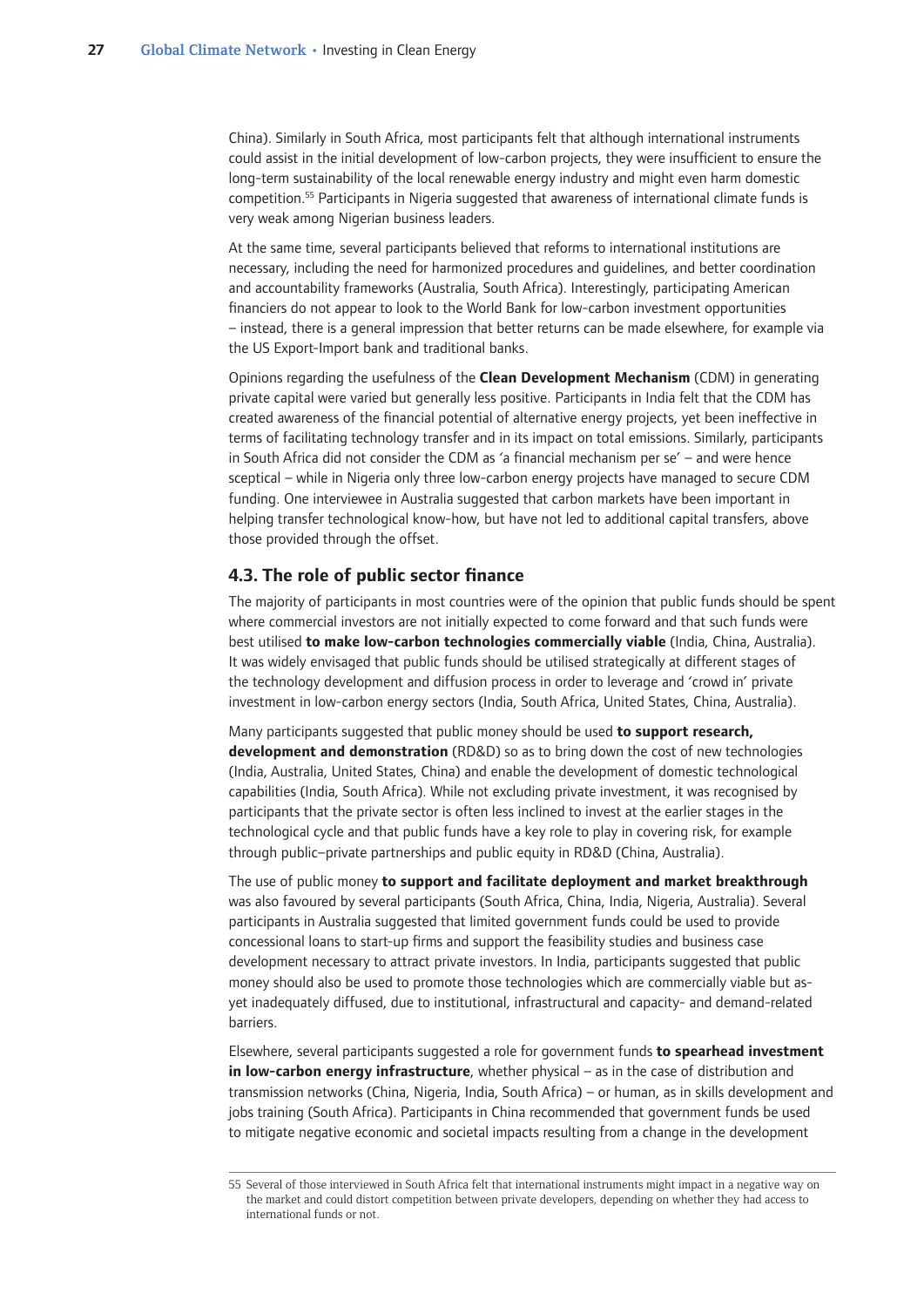China). Similarly in South Africa, most participants felt that although international instruments could assist in the initial development of low-carbon projects, they were insufficient to ensure the long-term sustainability of the local renewable energy industry and might even harm domestic competition.[55] Participants in Nigeria suggested that awareness of international climate funds is very weak among Nigerian business leaders.

At the same time, several participants believed that reforms to international institutions are necessary, including the need for harmonized procedures and guidelines, and better coordination and accountability frameworks (Australia, South Africa). Interestingly, participating American financiers do not appear to look to the World Bank for low-carbon investment opportunities – instead, there is a general impression that better returns can be made elsewhere, for example via the US Export-Import bank and traditional banks.

Opinions regarding the usefulness of the **Clean Development Mechanism** (CDM) in generating private capital were varied but generally less positive. Participants in India felt that the CDM has created awareness of the financial potential of alternative energy projects, yet been ineffective in terms of facilitating technology transfer and in its impact on total emissions. Similarly, participants in South Africa did not consider the CDM as 'a financial mechanism per se' – and were hence sceptical – while in Nigeria only three low-carbon energy projects have managed to secure CDM funding. One interviewee in Australia suggested that carbon markets have been important in helping transfer technological know-how, but have not led to additional capital transfers, above those provided through the offset.

## 4.3. The role of public sector finance

The majority of participants in most countries were of the opinion that public funds should be spent where commercial investors are not initially expected to come forward and that such funds were best utilised **to make low-carbon technologies commercially viable** (India, China, Australia). It was widely envisaged that public funds should be utilised strategically at different stages of the technology development and diffusion process in order to leverage and 'crowd in' private investment in low-carbon energy sectors (India, South Africa, United States, China, Australia).

Many participants suggested that public money should be used **to support research, development and demonstration** (RD&D) so as to bring down the cost of new technologies (India, Australia, United States, China) and enable the development of domestic technological capabilities (India, South Africa). While not excluding private investment, it was recognised by participants that the private sector is often less inclined to invest at the earlier stages in the technological cycle and that public funds have a key role to play in covering risk, for example through public–private partnerships and public equity in RD&D (China, Australia).

The use of public money **to support and facilitate deployment and market breakthrough** was also favoured by several participants (South Africa, China, India, Nigeria, Australia). Several participants in Australia suggested that limited government funds could be used to provide concessional loans to start-up firms and support the feasibility studies and business case development necessary to attract private investors. In India, participants suggested that public money should also be used to promote those technologies which are commercially viable but as-yet inadequately diffused, due to institutional, infrastructural and capacity- and demand-related barriers.

Elsewhere, several participants suggested a role for government funds **to spearhead investment in low-carbon energy infrastructure**, whether physical – as in the case of distribution and transmission networks (China, Nigeria, India, South Africa) – or human, as in skills development and jobs training (South Africa). Participants in China recommended that government funds be used to mitigate negative economic and societal impacts resulting from a change in the development

---

55 Several of those interviewed in South Africa felt that international instruments might impact in a negative way on the market and could distort competition between private developers, depending on whether they had access to international funds or not.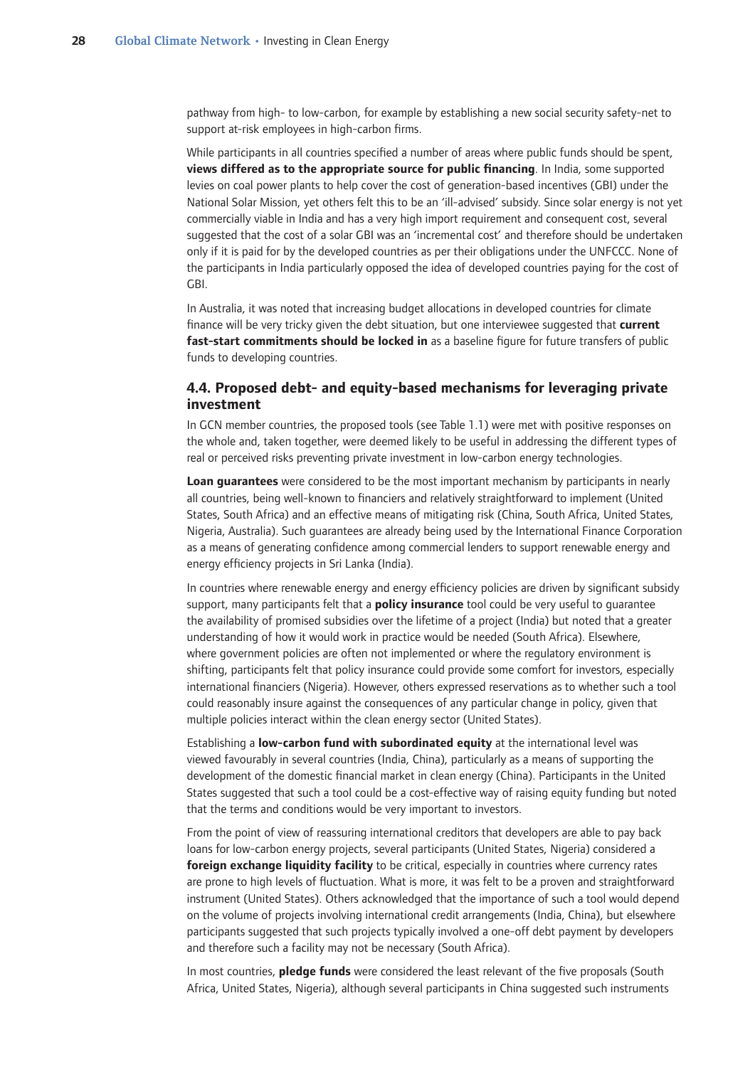pathway from high- to low-carbon, for example by establishing a new social security safety-net to support at-risk employees in high-carbon firms.

While participants in all countries specified a number of areas where public funds should be spent, **views differed as to the appropriate source for public financing**. In India, some supported levies on coal power plants to help cover the cost of generation-based incentives (GBI) under the National Solar Mission, yet others felt this to be an 'ill-advised' subsidy. Since solar energy is not yet commercially viable in India and has a very high import requirement and consequent cost, several suggested that the cost of a solar GBI was an 'incremental cost' and therefore should be undertaken only if it is paid for by the developed countries as per their obligations under the UNFCCC. None of the participants in India particularly opposed the idea of developed countries paying for the cost of GBI.

In Australia, it was noted that increasing budget allocations in developed countries for climate finance will be very tricky given the debt situation, but one interviewee suggested that **current fast-start commitments should be locked in** as a baseline figure for future transfers of public funds to developing countries.

### 4.4. Proposed debt- and equity-based mechanisms for leveraging private investment

In GCN member countries, the proposed tools (see Table 1.1) were met with positive responses on the whole and, taken together, were deemed likely to be useful in addressing the different types of real or perceived risks preventing private investment in low-carbon energy technologies.

**Loan guarantees** were considered to be the most important mechanism by participants in nearly all countries, being well-known to financiers and relatively straightforward to implement (United States, South Africa) and an effective means of mitigating risk (China, South Africa, United States, Nigeria, Australia). Such guarantees are already being used by the International Finance Corporation as a means of generating confidence among commercial lenders to support renewable energy and energy efficiency projects in Sri Lanka (India).

In countries where renewable energy and energy efficiency policies are driven by significant subsidy support, many participants felt that a **policy insurance** tool could be very useful to guarantee the availability of promised subsidies over the lifetime of a project (India) but noted that a greater understanding of how it would work in practice would be needed (South Africa). Elsewhere, where government policies are often not implemented or where the regulatory environment is shifting, participants felt that policy insurance could provide some comfort for investors, especially international financiers (Nigeria). However, others expressed reservations as to whether such a tool could reasonably insure against the consequences of any particular change in policy, given that multiple policies interact within the clean energy sector (United States).

Establishing a **low-carbon fund with subordinated equity** at the international level was viewed favourably in several countries (India, China), particularly as a means of supporting the development of the domestic financial market in clean energy (China). Participants in the United States suggested that such a tool could be a cost-effective way of raising equity funding but noted that the terms and conditions would be very important to investors.

From the point of view of reassuring international creditors that developers are able to pay back loans for low-carbon energy projects, several participants (United States, Nigeria) considered a **foreign exchange liquidity facility** to be critical, especially in countries where currency rates are prone to high levels of fluctuation. What is more, it was felt to be a proven and straightforward instrument (United States). Others acknowledged that the importance of such a tool would depend on the volume of projects involving international credit arrangements (India, China), but elsewhere participants suggested that such projects typically involved a one-off debt payment by developers and therefore such a facility may not be necessary (South Africa).

In most countries, **pledge funds** were considered the least relevant of the five proposals (South Africa, United States, Nigeria), although several participants in China suggested such instruments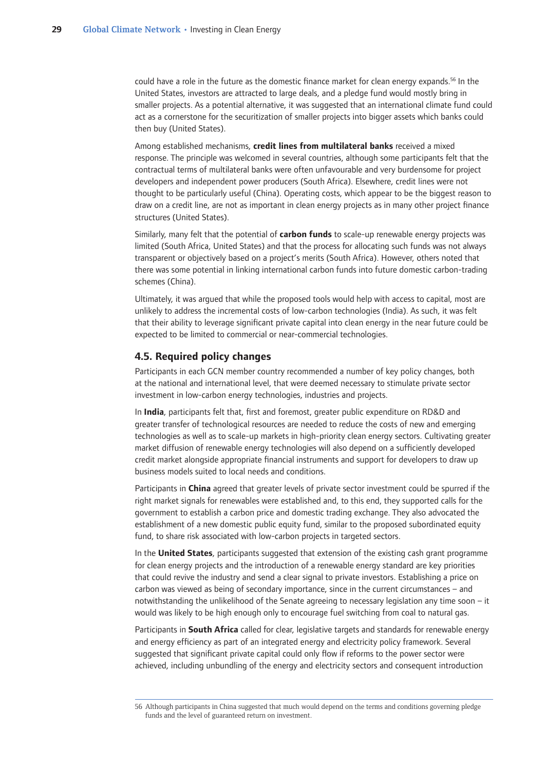could have a role in the future as the domestic finance market for clean energy expands.[56] In the United States, investors are attracted to large deals, and a pledge fund would mostly bring in smaller projects. As a potential alternative, it was suggested that an international climate fund could act as a cornerstone for the securitization of smaller projects into bigger assets which banks could then buy (United States).

Among established mechanisms, **credit lines from multilateral banks** received a mixed response. The principle was welcomed in several countries, although some participants felt that the contractual terms of multilateral banks were often unfavourable and very burdensome for project developers and independent power producers (South Africa). Elsewhere, credit lines were not thought to be particularly useful (China). Operating costs, which appear to be the biggest reason to draw on a credit line, are not as important in clean energy projects as in many other project finance structures (United States).

Similarly, many felt that the potential of **carbon funds** to scale-up renewable energy projects was limited (South Africa, United States) and that the process for allocating such funds was not always transparent or objectively based on a project's merits (South Africa). However, others noted that there was some potential in linking international carbon funds into future domestic carbon-trading schemes (China).

Ultimately, it was argued that while the proposed tools would help with access to capital, most are unlikely to address the incremental costs of low-carbon technologies (India). As such, it was felt that their ability to leverage significant private capital into clean energy in the near future could be expected to be limited to commercial or near-commercial technologies.

## 4.5. Required policy changes

Participants in each GCN member country recommended a number of key policy changes, both at the national and international level, that were deemed necessary to stimulate private sector investment in low-carbon energy technologies, industries and projects.

In **India**, participants felt that, first and foremost, greater public expenditure on RD&D and greater transfer of technological resources are needed to reduce the costs of new and emerging technologies as well as to scale-up markets in high-priority clean energy sectors. Cultivating greater market diffusion of renewable energy technologies will also depend on a sufficiently developed credit market alongside appropriate financial instruments and support for developers to draw up business models suited to local needs and conditions.

Participants in **China** agreed that greater levels of private sector investment could be spurred if the right market signals for renewables were established and, to this end, they supported calls for the government to establish a carbon price and domestic trading exchange. They also advocated the establishment of a new domestic public equity fund, similar to the proposed subordinated equity fund, to share risk associated with low-carbon projects in targeted sectors.

In the **United States**, participants suggested that extension of the existing cash grant programme for clean energy projects and the introduction of a renewable energy standard are key priorities that could revive the industry and send a clear signal to private investors. Establishing a price on carbon was viewed as being of secondary importance, since in the current circumstances – and notwithstanding the unlikelihood of the Senate agreeing to necessary legislation any time soon – it would was likely to be high enough only to encourage fuel switching from coal to natural gas.

Participants in **South Africa** called for clear, legislative targets and standards for renewable energy and energy efficiency as part of an integrated energy and electricity policy framework. Several suggested that significant private capital could only flow if reforms to the power sector were achieved, including unbundling of the energy and electricity sectors and consequent introduction

56 Although participants in China suggested that much would depend on the terms and conditions governing pledge funds and the level of guaranteed return on investment.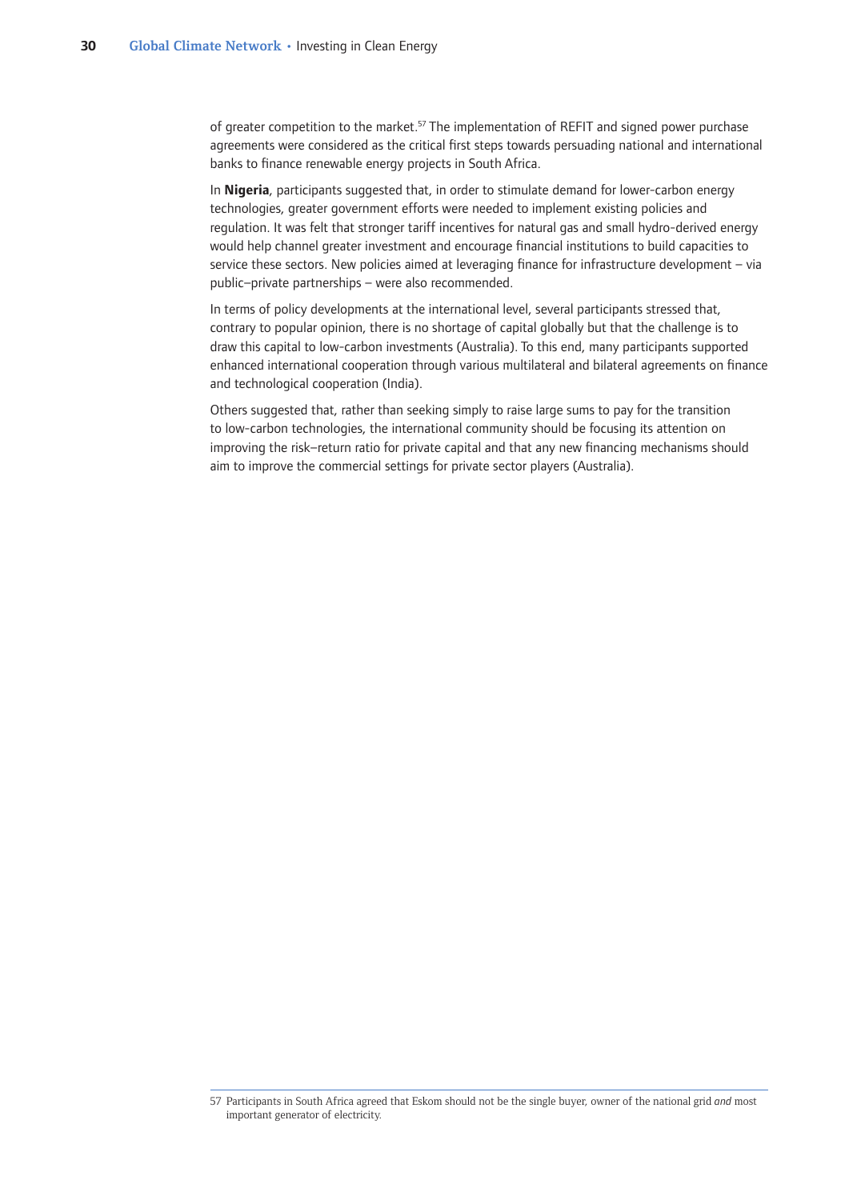of greater competition to the market.[57] The implementation of REFIT and signed power purchase agreements were considered as the critical first steps towards persuading national and international banks to finance renewable energy projects in South Africa.

In **Nigeria**, participants suggested that, in order to stimulate demand for lower-carbon energy technologies, greater government efforts were needed to implement existing policies and regulation. It was felt that stronger tariff incentives for natural gas and small hydro-derived energy would help channel greater investment and encourage financial institutions to build capacities to service these sectors. New policies aimed at leveraging finance for infrastructure development – via public–private partnerships – were also recommended.

In terms of policy developments at the international level, several participants stressed that, contrary to popular opinion, there is no shortage of capital globally but that the challenge is to draw this capital to low-carbon investments (Australia). To this end, many participants supported enhanced international cooperation through various multilateral and bilateral agreements on finance and technological cooperation (India).

Others suggested that, rather than seeking simply to raise large sums to pay for the transition to low-carbon technologies, the international community should be focusing its attention on improving the risk–return ratio for private capital and that any new financing mechanisms should aim to improve the commercial settings for private sector players (Australia).

---

57 Participants in South Africa agreed that Eskom should not be the single buyer, owner of the national grid *and* most important generator of electricity.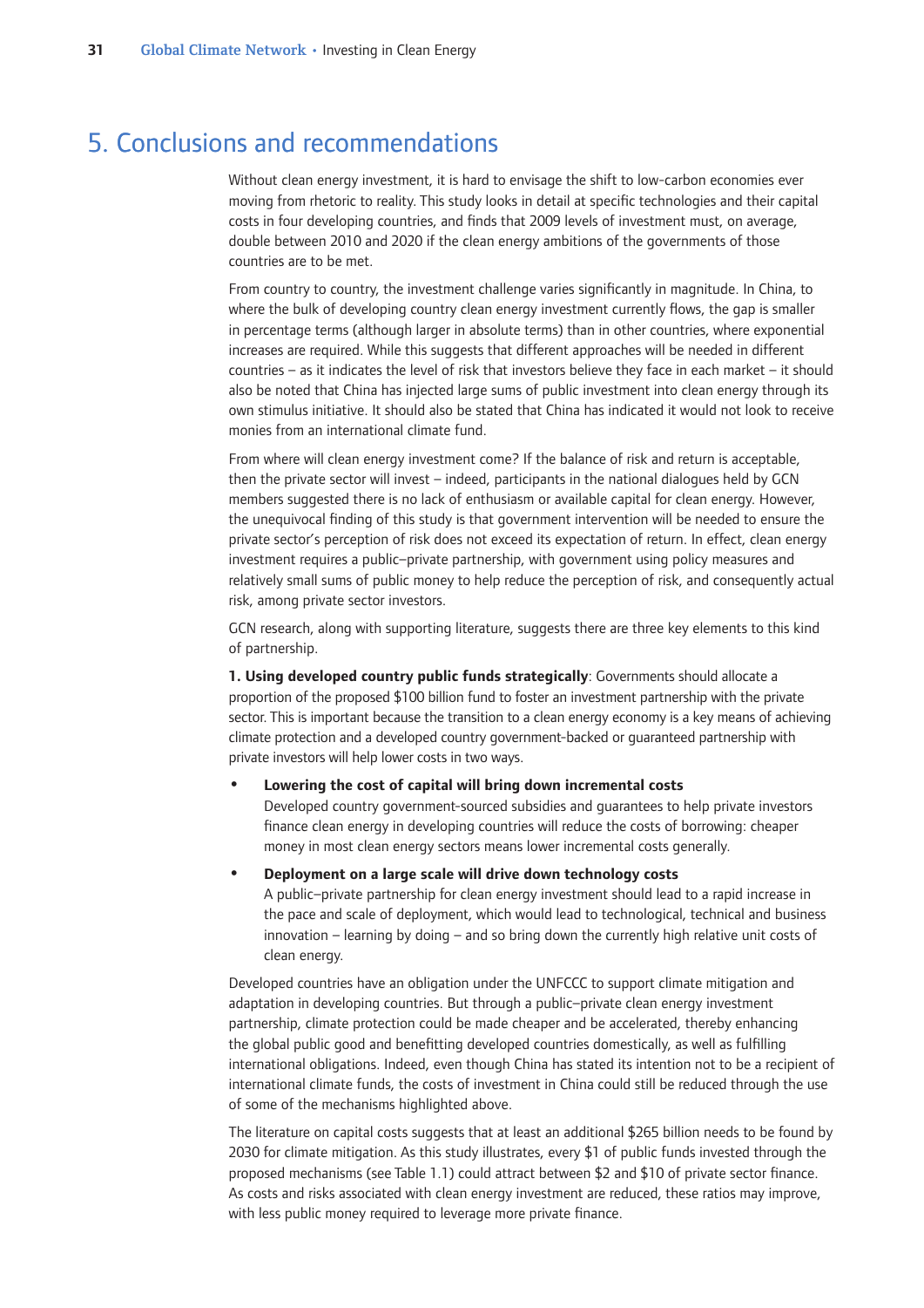# 5. Conclusions and recommendations

Without clean energy investment, it is hard to envisage the shift to low-carbon economies ever moving from rhetoric to reality. This study looks in detail at specific technologies and their capital costs in four developing countries, and finds that 2009 levels of investment must, on average, double between 2010 and 2020 if the clean energy ambitions of the governments of those countries are to be met.

From country to country, the investment challenge varies significantly in magnitude. In China, to where the bulk of developing country clean energy investment currently flows, the gap is smaller in percentage terms (although larger in absolute terms) than in other countries, where exponential increases are required. While this suggests that different approaches will be needed in different countries – as it indicates the level of risk that investors believe they face in each market – it should also be noted that China has injected large sums of public investment into clean energy through its own stimulus initiative. It should also be stated that China has indicated it would not look to receive monies from an international climate fund.

From where will clean energy investment come? If the balance of risk and return is acceptable, then the private sector will invest – indeed, participants in the national dialogues held by GCN members suggested there is no lack of enthusiasm or available capital for clean energy. However, the unequivocal finding of this study is that government intervention will be needed to ensure the private sector's perception of risk does not exceed its expectation of return. In effect, clean energy investment requires a public–private partnership, with government using policy measures and relatively small sums of public money to help reduce the perception of risk, and consequently actual risk, among private sector investors.

GCN research, along with supporting literature, suggests there are three key elements to this kind of partnership.

**1. Using developed country public funds strategically**: Governments should allocate a proportion of the proposed $100 billion fund to foster an investment partnership with the private sector. This is important because the transition to a clean energy economy is a key means of achieving climate protection and a developed country government-backed or guaranteed partnership with private investors will help lower costs in two ways.

- **Lowering the cost of capital will bring down incremental costs**
  Developed country government-sourced subsidies and guarantees to help private investors finance clean energy in developing countries will reduce the costs of borrowing: cheaper money in most clean energy sectors means lower incremental costs generally.
- **Deployment on a large scale will drive down technology costs**
  A public–private partnership for clean energy investment should lead to a rapid increase in the pace and scale of deployment, which would lead to technological, technical and business innovation – learning by doing – and so bring down the currently high relative unit costs of clean energy.

Developed countries have an obligation under the UNFCCC to support climate mitigation and adaptation in developing countries. But through a public–private clean energy investment partnership, climate protection could be made cheaper and be accelerated, thereby enhancing the global public good and benefitting developed countries domestically, as well as fulfilling international obligations. Indeed, even though China has stated its intention not to be a recipient of international climate funds, the costs of investment in China could still be reduced through the use of some of the mechanisms highlighted above.

The literature on capital costs suggests that at least an additional $265 billion needs to be found by 2030 for climate mitigation. As this study illustrates, every $1 of public funds invested through the proposed mechanisms (see Table 1.1) could attract between $2 and $10 of private sector finance. As costs and risks associated with clean energy investment are reduced, these ratios may improve, with less public money required to leverage more private finance.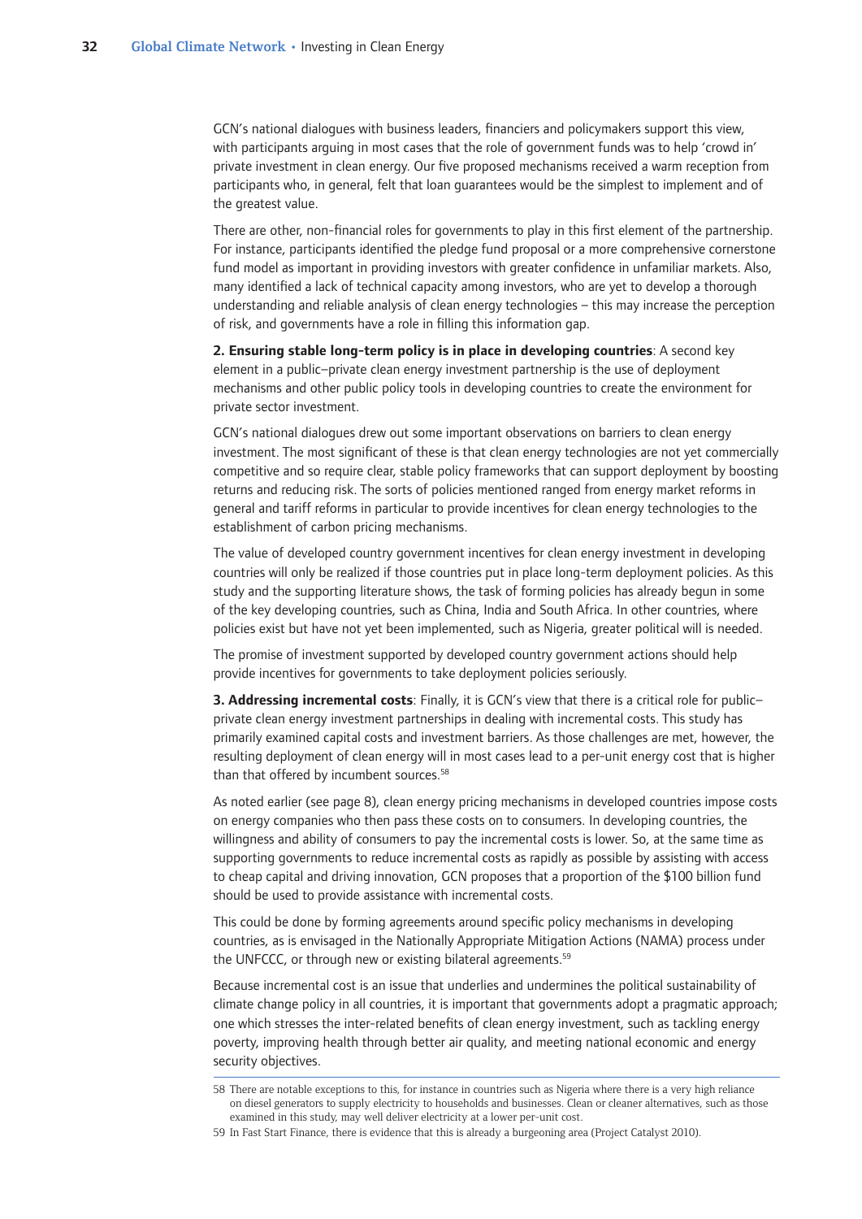GCN's national dialogues with business leaders, financiers and policymakers support this view, with participants arguing in most cases that the role of government funds was to help 'crowd in' private investment in clean energy. Our five proposed mechanisms received a warm reception from participants who, in general, felt that loan guarantees would be the simplest to implement and of the greatest value.

There are other, non-financial roles for governments to play in this first element of the partnership. For instance, participants identified the pledge fund proposal or a more comprehensive cornerstone fund model as important in providing investors with greater confidence in unfamiliar markets. Also, many identified a lack of technical capacity among investors, who are yet to develop a thorough understanding and reliable analysis of clean energy technologies – this may increase the perception of risk, and governments have a role in filling this information gap.

**2. Ensuring stable long-term policy is in place in developing countries**: A second key element in a public–private clean energy investment partnership is the use of deployment mechanisms and other public policy tools in developing countries to create the environment for private sector investment.

GCN's national dialogues drew out some important observations on barriers to clean energy investment. The most significant of these is that clean energy technologies are not yet commercially competitive and so require clear, stable policy frameworks that can support deployment by boosting returns and reducing risk. The sorts of policies mentioned ranged from energy market reforms in general and tariff reforms in particular to provide incentives for clean energy technologies to the establishment of carbon pricing mechanisms.

The value of developed country government incentives for clean energy investment in developing countries will only be realized if those countries put in place long-term deployment policies. As this study and the supporting literature shows, the task of forming policies has already begun in some of the key developing countries, such as China, India and South Africa. In other countries, where policies exist but have not yet been implemented, such as Nigeria, greater political will is needed.

The promise of investment supported by developed country government actions should help provide incentives for governments to take deployment policies seriously.

**3. Addressing incremental costs**: Finally, it is GCN's view that there is a critical role for public–private clean energy investment partnerships in dealing with incremental costs. This study has primarily examined capital costs and investment barriers. As those challenges are met, however, the resulting deployment of clean energy will in most cases lead to a per-unit energy cost that is higher than that offered by incumbent sources.[58]

As noted earlier (see page 8), clean energy pricing mechanisms in developed countries impose costs on energy companies who then pass these costs on to consumers. In developing countries, the willingness and ability of consumers to pay the incremental costs is lower. So, at the same time as supporting governments to reduce incremental costs as rapidly as possible by assisting with access to cheap capital and driving innovation, GCN proposes that a proportion of the $100 billion fund should be used to provide assistance with incremental costs.

This could be done by forming agreements around specific policy mechanisms in developing countries, as is envisaged in the Nationally Appropriate Mitigation Actions (NAMA) process under the UNFCCC, or through new or existing bilateral agreements.[59]

Because incremental cost is an issue that underlies and undermines the political sustainability of climate change policy in all countries, it is important that governments adopt a pragmatic approach; one which stresses the inter-related benefits of clean energy investment, such as tackling energy poverty, improving health through better air quality, and meeting national economic and energy security objectives.

---

58 There are notable exceptions to this, for instance in countries such as Nigeria where there is a very high reliance on diesel generators to supply electricity to households and businesses. Clean or cleaner alternatives, such as those examined in this study, may well deliver electricity at a lower per-unit cost.

59 In Fast Start Finance, there is evidence that this is already a burgeoning area (Project Catalyst 2010).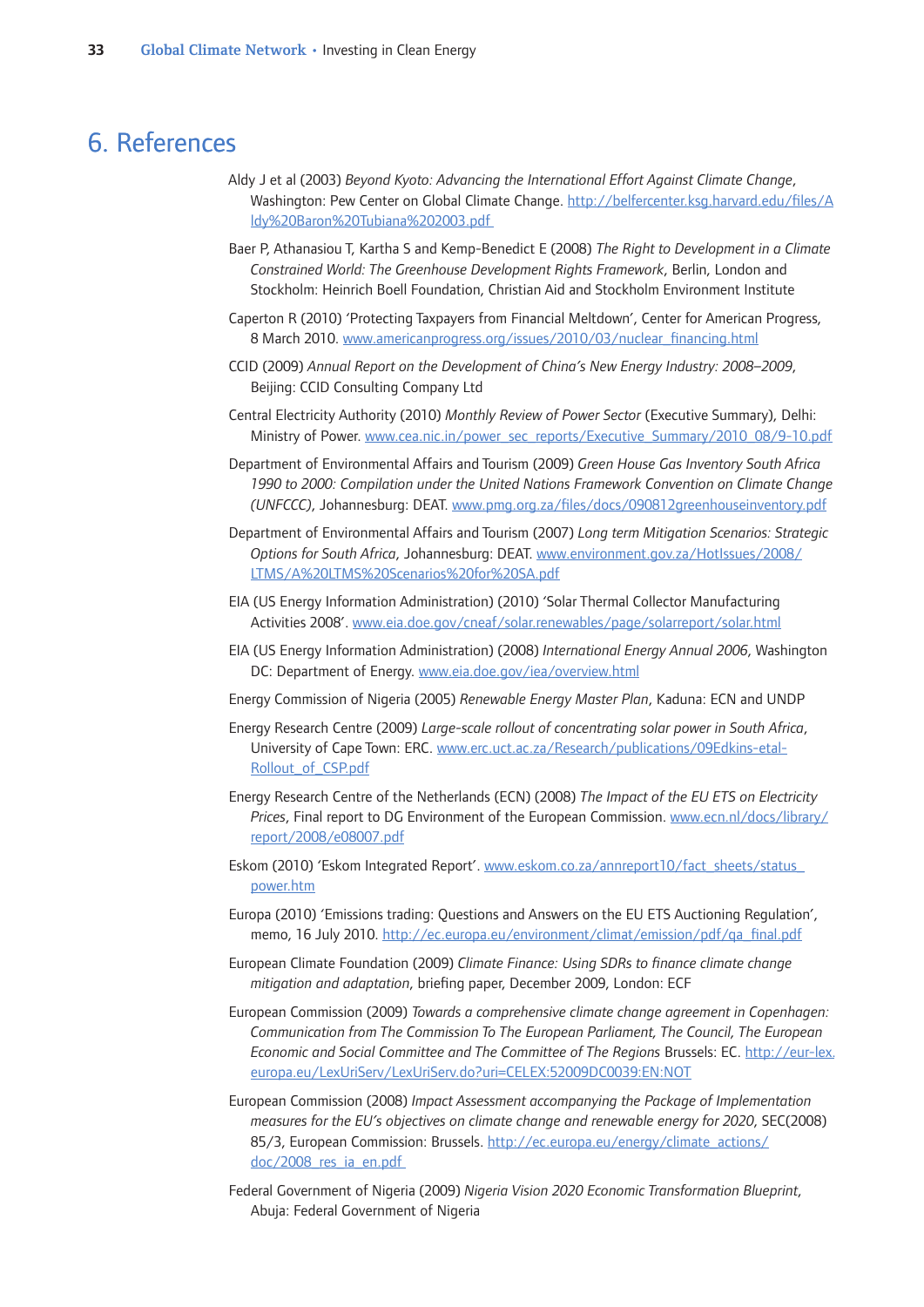# 6. References

Aldy J et al (2003) *Beyond Kyoto: Advancing the International Effort Against Climate Change*, Washington: Pew Center on Global Climate Change. http://belfercenter.ksg.harvard.edu/files/Aldy%20Baron%20Tubiana%202003.pdf

Baer P, Athanasiou T, Kartha S and Kemp-Benedict E (2008) *The Right to Development in a Climate Constrained World: The Greenhouse Development Rights Framework*, Berlin, London and Stockholm: Heinrich Boell Foundation, Christian Aid and Stockholm Environment Institute

Caperton R (2010) 'Protecting Taxpayers from Financial Meltdown', Center for American Progress, 8 March 2010. www.americanprogress.org/issues/2010/03/nuclear_financing.html

CCID (2009) *Annual Report on the Development of China's New Energy Industry: 2008–2009*, Beijing: CCID Consulting Company Ltd

Central Electricity Authority (2010) *Monthly Review of Power Sector* (Executive Summary), Delhi: Ministry of Power. www.cea.nic.in/power_sec_reports/Executive_Summary/2010_08/9-10.pdf

Department of Environmental Affairs and Tourism (2009) *Green House Gas Inventory South Africa 1990 to 2000: Compilation under the United Nations Framework Convention on Climate Change (UNFCCC)*, Johannesburg: DEAT. www.pmg.org.za/files/docs/090812greenhouseinventory.pdf

Department of Environmental Affairs and Tourism (2007) *Long term Mitigation Scenarios: Strategic Options for South Africa*, Johannesburg: DEAT. www.environment.gov.za/HotIssues/2008/LTMS/A%20LTMS%20Scenarios%20for%20SA.pdf

EIA (US Energy Information Administration) (2010) 'Solar Thermal Collector Manufacturing Activities 2008'. www.eia.doe.gov/cneaf/solar.renewables/page/solarreport/solar.html

EIA (US Energy Information Administration) (2008) *International Energy Annual 2006*, Washington DC: Department of Energy. www.eia.doe.gov/iea/overview.html

Energy Commission of Nigeria (2005) *Renewable Energy Master Plan*, Kaduna: ECN and UNDP

Energy Research Centre (2009) *Large-scale rollout of concentrating solar power in South Africa*, University of Cape Town: ERC. www.erc.uct.ac.za/Research/publications/09Edkins-etal-Rollout_of_CSP.pdf

Energy Research Centre of the Netherlands (ECN) (2008) *The Impact of the EU ETS on Electricity Prices*, Final report to DG Environment of the European Commission. www.ecn.nl/docs/library/report/2008/e08007.pdf

Eskom (2010) 'Eskom Integrated Report'. www.eskom.co.za/annreport10/fact_sheets/status_power.htm

Europa (2010) 'Emissions trading: Questions and Answers on the EU ETS Auctioning Regulation', memo, 16 July 2010. http://ec.europa.eu/environment/climat/emission/pdf/qa_final.pdf

European Climate Foundation (2009) *Climate Finance: Using SDRs to finance climate change mitigation and adaptation*, briefing paper, December 2009, London: ECF

European Commission (2009) *Towards a comprehensive climate change agreement in Copenhagen: Communication from The Commission To The European Parliament, The Council, The European Economic and Social Committee and The Committee of The Regions* Brussels: EC. http://eur-lex.europa.eu/LexUriServ/LexUriServ.do?uri=CELEX:52009DC0039:EN:NOT

European Commission (2008) *Impact Assessment accompanying the Package of Implementation measures for the EU's objectives on climate change and renewable energy for 2020*, SEC(2008) 85/3, European Commission: Brussels. http://ec.europa.eu/energy/climate_actions/doc/2008_res_ia_en.pdf

Federal Government of Nigeria (2009) *Nigeria Vision 2020 Economic Transformation Blueprint*, Abuja: Federal Government of Nigeria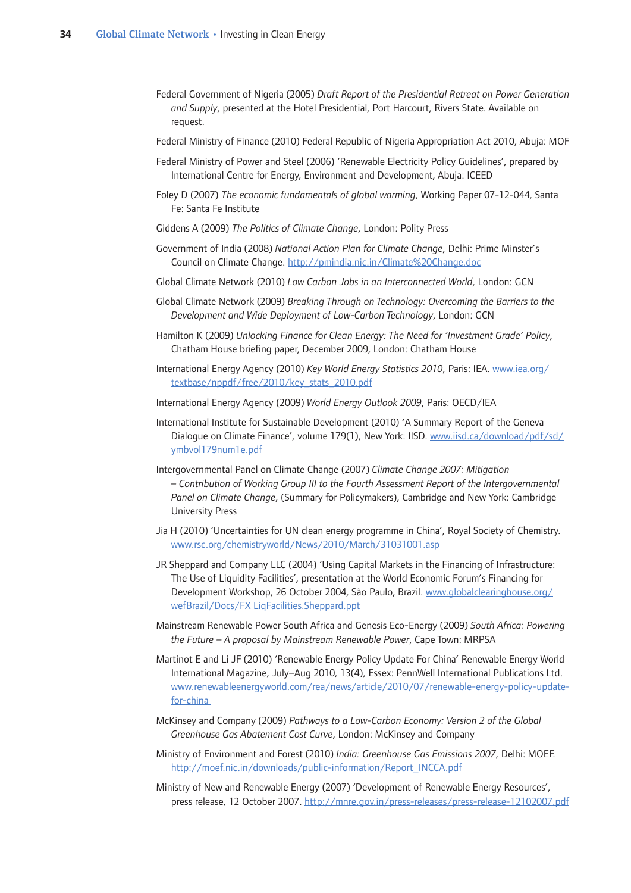Federal Government of Nigeria (2005) *Draft Report of the Presidential Retreat on Power Generation and Supply*, presented at the Hotel Presidential, Port Harcourt, Rivers State. Available on request.

Federal Ministry of Finance (2010) Federal Republic of Nigeria Appropriation Act 2010, Abuja: MOF

Federal Ministry of Power and Steel (2006) 'Renewable Electricity Policy Guidelines', prepared by International Centre for Energy, Environment and Development, Abuja: ICEED

Foley D (2007) *The economic fundamentals of global warming*, Working Paper 07-12-044, Santa Fe: Santa Fe Institute

Giddens A (2009) *The Politics of Climate Change*, London: Polity Press

Government of India (2008) *National Action Plan for Climate Change*, Delhi: Prime Minster's Council on Climate Change. http://pmindia.nic.in/Climate%20Change.doc

Global Climate Network (2010) *Low Carbon Jobs in an Interconnected World*, London: GCN

Global Climate Network (2009) *Breaking Through on Technology: Overcoming the Barriers to the Development and Wide Deployment of Low-Carbon Technology*, London: GCN

Hamilton K (2009) *Unlocking Finance for Clean Energy: The Need for 'Investment Grade' Policy*, Chatham House briefing paper, December 2009, London: Chatham House

International Energy Agency (2010) *Key World Energy Statistics 2010*, Paris: IEA. www.iea.org/textbase/nppdf/free/2010/key_stats_2010.pdf

International Energy Agency (2009) *World Energy Outlook 2009*, Paris: OECD/IEA

International Institute for Sustainable Development (2010) 'A Summary Report of the Geneva Dialogue on Climate Finance', volume 179(1), New York: IISD. www.iisd.ca/download/pdf/sd/ymbvol179num1e.pdf

Intergovernmental Panel on Climate Change (2007) *Climate Change 2007: Mitigation – Contribution of Working Group III to the Fourth Assessment Report of the Intergovernmental Panel on Climate Change*, (Summary for Policymakers), Cambridge and New York: Cambridge University Press

Jia H (2010) 'Uncertainties for UN clean energy programme in China', Royal Society of Chemistry. www.rsc.org/chemistryworld/News/2010/March/31031001.asp

JR Sheppard and Company LLC (2004) 'Using Capital Markets in the Financing of Infrastructure: The Use of Liquidity Facilities', presentation at the World Economic Forum's Financing for Development Workshop, 26 October 2004, São Paulo, Brazil. www.globalclearinghouse.org/wefBrazil/Docs/FX LiqFacilities.Sheppard.ppt

Mainstream Renewable Power South Africa and Genesis Eco-Energy (2009) *South Africa: Powering the Future – A proposal by Mainstream Renewable Power*, Cape Town: MRPSA

Martinot E and Li JF (2010) 'Renewable Energy Policy Update For China' Renewable Energy World International Magazine, July–Aug 2010, 13(4), Essex: PennWell International Publications Ltd. www.renewableenergyworld.com/rea/news/article/2010/07/renewable-energy-policy-update-for-china

McKinsey and Company (2009) *Pathways to a Low-Carbon Economy: Version 2 of the Global Greenhouse Gas Abatement Cost Curve*, London: McKinsey and Company

Ministry of Environment and Forest (2010) *India: Greenhouse Gas Emissions 2007*, Delhi: MOEF. http://moef.nic.in/downloads/public-information/Report_INCCA.pdf

Ministry of New and Renewable Energy (2007) 'Development of Renewable Energy Resources', press release, 12 October 2007. http://mnre.gov.in/press-releases/press-release-12102007.pdf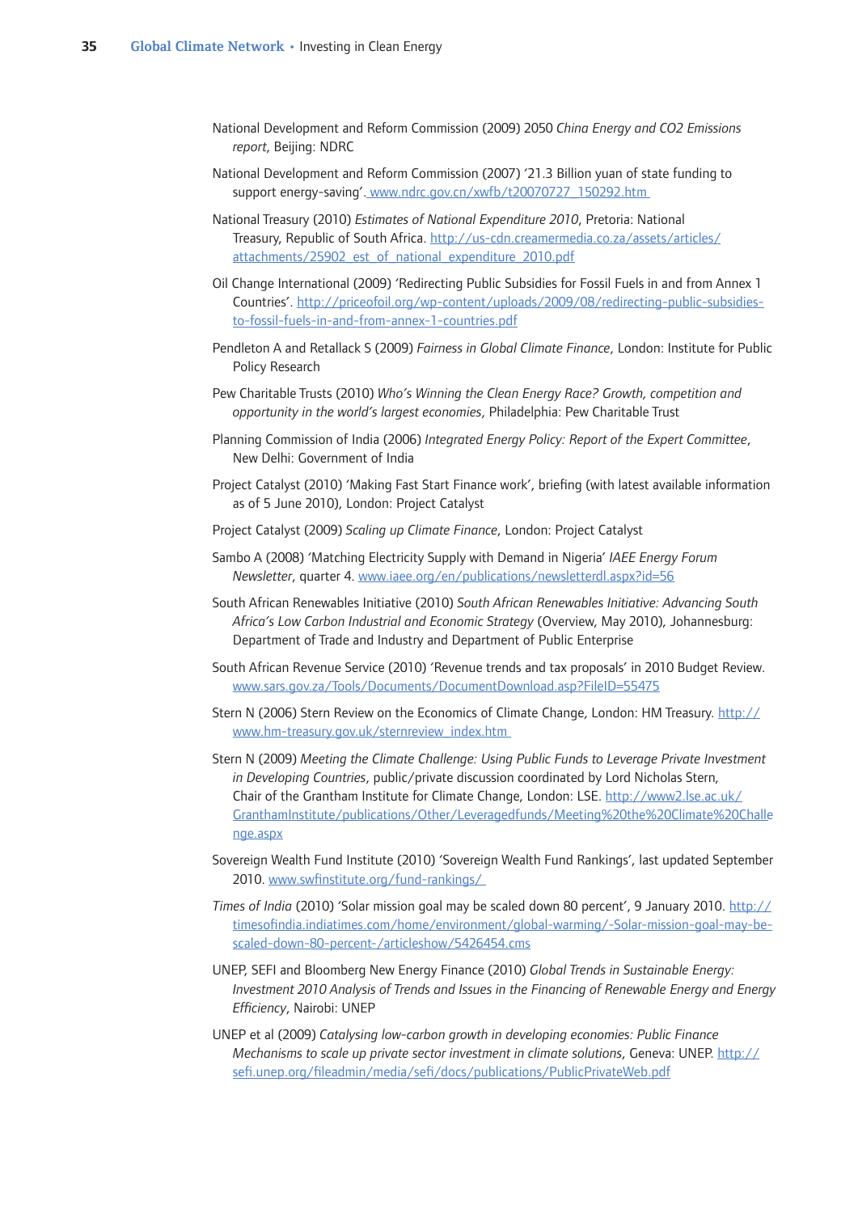National Development and Reform Commission (2009) 2050 *China Energy and CO2 Emissions report*, Beijing: NDRC

National Development and Reform Commission (2007) '21.3 Billion yuan of state funding to support energy-saving'. www.ndrc.gov.cn/xwfb/t20070727_150292.htm

National Treasury (2010) *Estimates of National Expenditure 2010*, Pretoria: National Treasury, Republic of South Africa. http://us-cdn.creamermedia.co.za/assets/articles/attachments/25902_est_of_national_expenditure_2010.pdf

Oil Change International (2009) 'Redirecting Public Subsidies for Fossil Fuels in and from Annex 1 Countries'. http://priceofoil.org/wp-content/uploads/2009/08/redirecting-public-subsidies-to-fossil-fuels-in-and-from-annex-1-countries.pdf

Pendleton A and Retallack S (2009) *Fairness in Global Climate Finance*, London: Institute for Public Policy Research

Pew Charitable Trusts (2010) *Who's Winning the Clean Energy Race? Growth, competition and opportunity in the world's largest economies*, Philadelphia: Pew Charitable Trust

Planning Commission of India (2006) *Integrated Energy Policy: Report of the Expert Committee*, New Delhi: Government of India

Project Catalyst (2010) 'Making Fast Start Finance work', briefing (with latest available information as of 5 June 2010), London: Project Catalyst

Project Catalyst (2009) *Scaling up Climate Finance*, London: Project Catalyst

Sambo A (2008) 'Matching Electricity Supply with Demand in Nigeria' *IAEE Energy Forum Newsletter*, quarter 4. www.iaee.org/en/publications/newsletterdl.aspx?id=56

South African Renewables Initiative (2010) *South African Renewables Initiative: Advancing South Africa's Low Carbon Industrial and Economic Strategy* (Overview, May 2010), Johannesburg: Department of Trade and Industry and Department of Public Enterprise

South African Revenue Service (2010) 'Revenue trends and tax proposals' in 2010 Budget Review. www.sars.gov.za/Tools/Documents/DocumentDownload.asp?FileID=55475

Stern N (2006) Stern Review on the Economics of Climate Change, London: HM Treasury. http://www.hm-treasury.gov.uk/sternreview_index.htm

Stern N (2009) *Meeting the Climate Challenge: Using Public Funds to Leverage Private Investment in Developing Countries*, public/private discussion coordinated by Lord Nicholas Stern, Chair of the Grantham Institute for Climate Change, London: LSE. http://www2.lse.ac.uk/GranthamInstitute/publications/Other/Leveragedfunds/Meeting%20the%20Climate%20Challenge.aspx

Sovereign Wealth Fund Institute (2010) 'Sovereign Wealth Fund Rankings', last updated September 2010. www.swfinstitute.org/fund-rankings/

*Times of India* (2010) 'Solar mission goal may be scaled down 80 percent', 9 January 2010. http://timesofindia.indiatimes.com/home/environment/global-warming/-Solar-mission-goal-may-be-scaled-down-80-percent-/articleshow/5426454.cms

UNEP, SEFI and Bloomberg New Energy Finance (2010) *Global Trends in Sustainable Energy: Investment 2010 Analysis of Trends and Issues in the Financing of Renewable Energy and Energy Efficiency*, Nairobi: UNEP

UNEP et al (2009) *Catalysing low-carbon growth in developing economies: Public Finance Mechanisms to scale up private sector investment in climate solutions*, Geneva: UNEP. http://sefi.unep.org/fileadmin/media/sefi/docs/publications/PublicPrivateWeb.pdf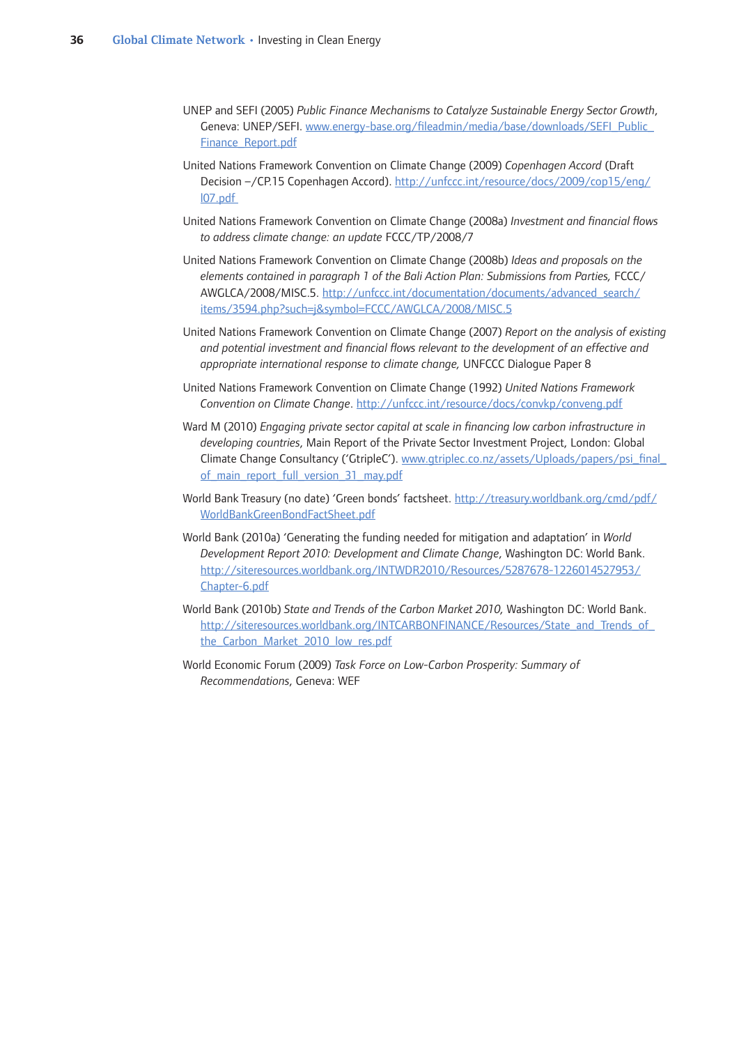UNEP and SEFI (2005) *Public Finance Mechanisms to Catalyze Sustainable Energy Sector Growth*, Geneva: UNEP/SEFI. www.energy-base.org/fileadmin/media/base/downloads/SEFI_Public_Finance_Report.pdf

United Nations Framework Convention on Climate Change (2009) *Copenhagen Accord* (Draft Decision –/CP.15 Copenhagen Accord). http://unfccc.int/resource/docs/2009/cop15/eng/l07.pdf

United Nations Framework Convention on Climate Change (2008a) *Investment and financial flows to address climate change: an update* FCCC/TP/2008/7

United Nations Framework Convention on Climate Change (2008b) *Ideas and proposals on the elements contained in paragraph 1 of the Bali Action Plan: Submissions from Parties,* FCCC/AWGLCA/2008/MISC.5. http://unfccc.int/documentation/documents/advanced_search/items/3594.php?such=j&symbol=FCCC/AWGLCA/2008/MISC.5

United Nations Framework Convention on Climate Change (2007) *Report on the analysis of existing and potential investment and financial flows relevant to the development of an effective and appropriate international response to climate change,* UNFCCC Dialogue Paper 8

United Nations Framework Convention on Climate Change (1992) *United Nations Framework Convention on Climate Change*. http://unfccc.int/resource/docs/convkp/conveng.pdf

Ward M (2010) *Engaging private sector capital at scale in financing low carbon infrastructure in developing countries*, Main Report of the Private Sector Investment Project, London: Global Climate Change Consultancy ('GtripleC'). www.gtriplec.co.nz/assets/Uploads/papers/psi_final_of_main_report_full_version_31_may.pdf

World Bank Treasury (no date) 'Green bonds' factsheet. http://treasury.worldbank.org/cmd/pdf/WorldBankGreenBondFactSheet.pdf

World Bank (2010a) 'Generating the funding needed for mitigation and adaptation' in *World Development Report 2010: Development and Climate Change*, Washington DC: World Bank. http://siteresources.worldbank.org/INTWDR2010/Resources/5287678-1226014527953/Chapter-6.pdf

World Bank (2010b) *State and Trends of the Carbon Market 2010,* Washington DC: World Bank. http://siteresources.worldbank.org/INTCARBONFINANCE/Resources/State_and_Trends_of_the_Carbon_Market_2010_low_res.pdf

World Economic Forum (2009) *Task Force on Low-Carbon Prosperity: Summary of Recommendations*, Geneva: WEF